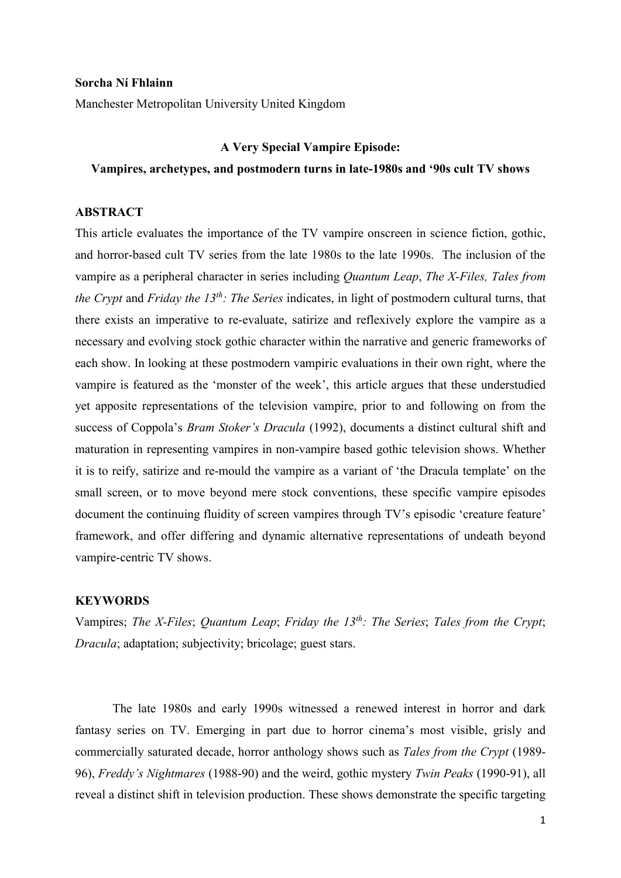**Sorcha Ní Fhlainn**

Manchester Metropolitan University United Kingdom

**A Very Special Vampire Episode:**
**Vampires, archetypes, and postmodern turns in late-1980s and '90s cult TV shows**

**ABSTRACT**

This article evaluates the importance of the TV vampire onscreen in science fiction, gothic, and horror-based cult TV series from the late 1980s to the late 1990s. The inclusion of the vampire as a peripheral character in series including *Quantum Leap*, *The X-Files, Tales from the Crypt* and *Friday the 13th: The Series* indicates, in light of postmodern cultural turns, that there exists an imperative to re-evaluate, satirize and reflexively explore the vampire as a necessary and evolving stock gothic character within the narrative and generic frameworks of each show. In looking at these postmodern vampiric evaluations in their own right, where the vampire is featured as the 'monster of the week', this article argues that these understudied yet apposite representations of the television vampire, prior to and following on from the success of Coppola's *Bram Stoker's Dracula* (1992), documents a distinct cultural shift and maturation in representing vampires in non-vampire based gothic television shows. Whether it is to reify, satirize and re-mould the vampire as a variant of 'the Dracula template' on the small screen, or to move beyond mere stock conventions, these specific vampire episodes document the continuing fluidity of screen vampires through TV's episodic 'creature feature' framework, and offer differing and dynamic alternative representations of undeath beyond vampire-centric TV shows.

**KEYWORDS**

Vampires; *The X-Files*; *Quantum Leap*; *Friday the 13th: The Series*; *Tales from the Crypt*; *Dracula*; adaptation; subjectivity; bricolage; guest stars.

The late 1980s and early 1990s witnessed a renewed interest in horror and dark fantasy series on TV. Emerging in part due to horror cinema's most visible, grisly and commercially saturated decade, horror anthology shows such as *Tales from the Crypt* (1989-96), *Freddy's Nightmares* (1988-90) and the weird, gothic mystery *Twin Peaks* (1990-91), all reveal a distinct shift in television production. These shows demonstrate the specific targeting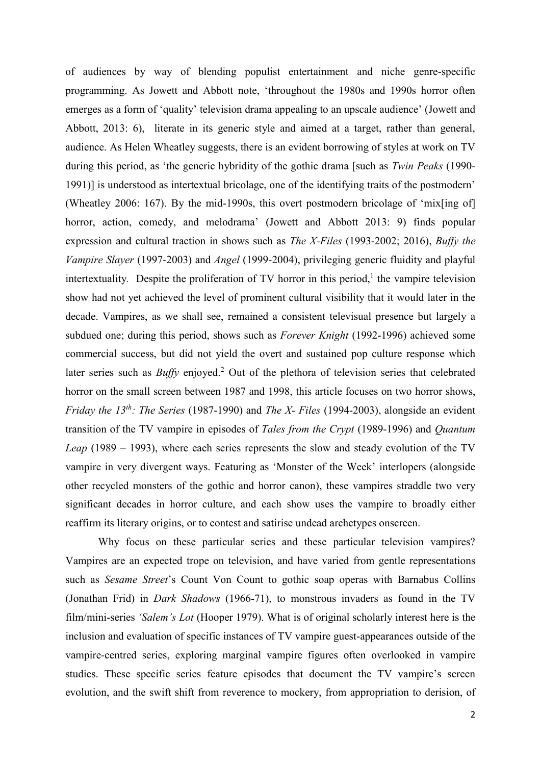of audiences by way of blending populist entertainment and niche genre-specific programming. As Jowett and Abbott note, 'throughout the 1980s and 1990s horror often emerges as a form of 'quality' television drama appealing to an upscale audience' (Jowett and Abbott, 2013: 6), literate in its generic style and aimed at a target, rather than general, audience. As Helen Wheatley suggests, there is an evident borrowing of styles at work on TV during this period, as 'the generic hybridity of the gothic drama [such as *Twin Peaks* (1990-1991)] is understood as intertextual bricolage, one of the identifying traits of the postmodern' (Wheatley 2006: 167). By the mid-1990s, this overt postmodern bricolage of 'mix[ing of] horror, action, comedy, and melodrama' (Jowett and Abbott 2013: 9) finds popular expression and cultural traction in shows such as *The X-Files* (1993-2002; 2016), *Buffy the Vampire Slayer* (1997-2003) and *Angel* (1999-2004), privileging generic fluidity and playful intertextuality. Despite the proliferation of TV horror in this period,[1] the vampire television show had not yet achieved the level of prominent cultural visibility that it would later in the decade. Vampires, as we shall see, remained a consistent televisual presence but largely a subdued one; during this period, shows such as *Forever Knight* (1992-1996) achieved some commercial success, but did not yield the overt and sustained pop culture response which later series such as *Buffy* enjoyed.[2] Out of the plethora of television series that celebrated horror on the small screen between 1987 and 1998, this article focuses on two horror shows, *Friday the 13th: The Series* (1987-1990) and *The X- Files* (1994-2003), alongside an evident transition of the TV vampire in episodes of *Tales from the Crypt* (1989-1996) and *Quantum Leap* (1989 – 1993), where each series represents the slow and steady evolution of the TV vampire in very divergent ways. Featuring as 'Monster of the Week' interlopers (alongside other recycled monsters of the gothic and horror canon), these vampires straddle two very significant decades in horror culture, and each show uses the vampire to broadly either reaffirm its literary origins, or to contest and satirise undead archetypes onscreen.

Why focus on these particular series and these particular television vampires? Vampires are an expected trope on television, and have varied from gentle representations such as *Sesame Street*'s Count Von Count to gothic soap operas with Barnabus Collins (Jonathan Frid) in *Dark Shadows* (1966-71), to monstrous invaders as found in the TV film/mini-series *'Salem's Lot* (Hooper 1979). What is of original scholarly interest here is the inclusion and evaluation of specific instances of TV vampire guest-appearances outside of the vampire-centred series, exploring marginal vampire figures often overlooked in vampire studies. These specific series feature episodes that document the TV vampire's screen evolution, and the swift shift from reverence to mockery, from appropriation to derision, of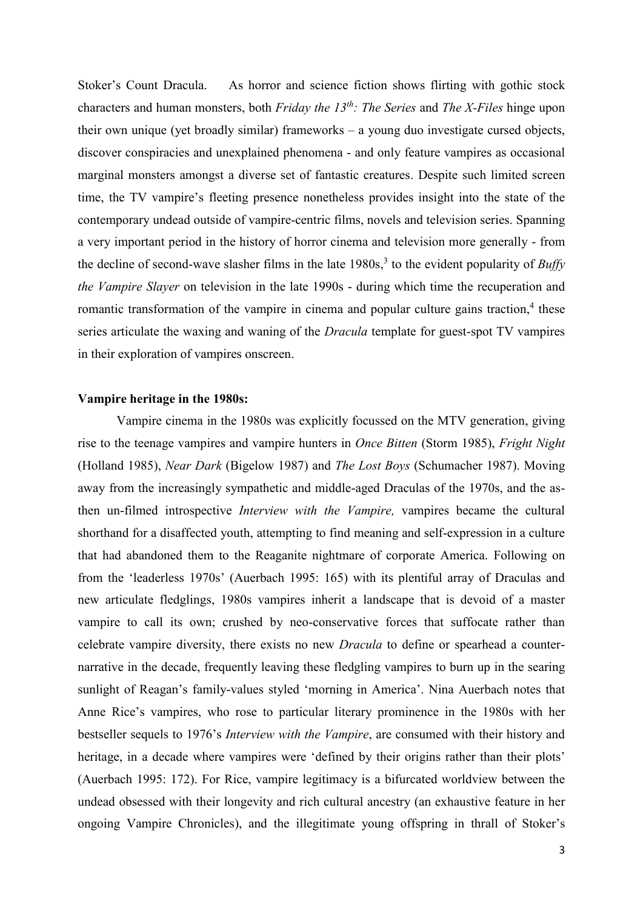Stoker's Count Dracula. As horror and science fiction shows flirting with gothic stock characters and human monsters, both *Friday the 13th: The Series* and *The X-Files* hinge upon their own unique (yet broadly similar) frameworks – a young duo investigate cursed objects, discover conspiracies and unexplained phenomena - and only feature vampires as occasional marginal monsters amongst a diverse set of fantastic creatures. Despite such limited screen time, the TV vampire's fleeting presence nonetheless provides insight into the state of the contemporary undead outside of vampire-centric films, novels and television series. Spanning a very important period in the history of horror cinema and television more generally - from the decline of second-wave slasher films in the late 1980s,[3] to the evident popularity of *Buffy the Vampire Slayer* on television in the late 1990s - during which time the recuperation and romantic transformation of the vampire in cinema and popular culture gains traction,[4] these series articulate the waxing and waning of the *Dracula* template for guest-spot TV vampires in their exploration of vampires onscreen.

**Vampire heritage in the 1980s:**

Vampire cinema in the 1980s was explicitly focussed on the MTV generation, giving rise to the teenage vampires and vampire hunters in *Once Bitten* (Storm 1985), *Fright Night* (Holland 1985), *Near Dark* (Bigelow 1987) and *The Lost Boys* (Schumacher 1987). Moving away from the increasingly sympathetic and middle-aged Draculas of the 1970s, and the as-then un-filmed introspective *Interview with the Vampire,* vampires became the cultural shorthand for a disaffected youth, attempting to find meaning and self-expression in a culture that had abandoned them to the Reaganite nightmare of corporate America. Following on from the 'leaderless 1970s' (Auerbach 1995: 165) with its plentiful array of Draculas and new articulate fledglings, 1980s vampires inherit a landscape that is devoid of a master vampire to call its own; crushed by neo-conservative forces that suffocate rather than celebrate vampire diversity, there exists no new *Dracula* to define or spearhead a counter-narrative in the decade, frequently leaving these fledgling vampires to burn up in the searing sunlight of Reagan's family-values styled 'morning in America'. Nina Auerbach notes that Anne Rice's vampires, who rose to particular literary prominence in the 1980s with her bestseller sequels to 1976's *Interview with the Vampire*, are consumed with their history and heritage, in a decade where vampires were 'defined by their origins rather than their plots' (Auerbach 1995: 172). For Rice, vampire legitimacy is a bifurcated worldview between the undead obsessed with their longevity and rich cultural ancestry (an exhaustive feature in her ongoing Vampire Chronicles), and the illegitimate young offspring in thrall of Stoker's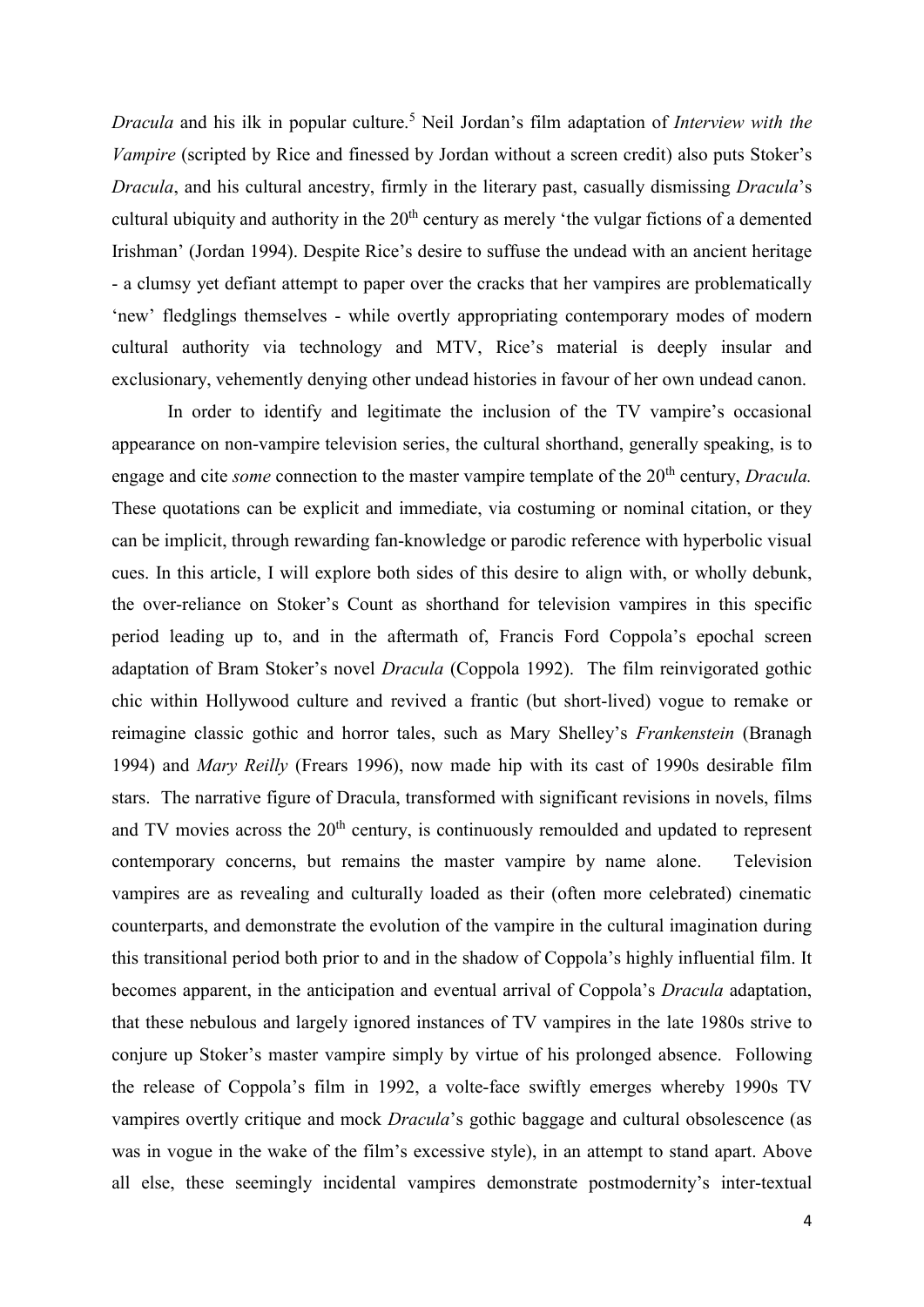*Dracula* and his ilk in popular culture.[5] Neil Jordan's film adaptation of *Interview with the Vampire* (scripted by Rice and finessed by Jordan without a screen credit) also puts Stoker's *Dracula*, and his cultural ancestry, firmly in the literary past, casually dismissing *Dracula*'s cultural ubiquity and authority in the 20th century as merely 'the vulgar fictions of a demented Irishman' (Jordan 1994). Despite Rice's desire to suffuse the undead with an ancient heritage - a clumsy yet defiant attempt to paper over the cracks that her vampires are problematically 'new' fledglings themselves - while overtly appropriating contemporary modes of modern cultural authority via technology and MTV, Rice's material is deeply insular and exclusionary, vehemently denying other undead histories in favour of her own undead canon.

In order to identify and legitimate the inclusion of the TV vampire's occasional appearance on non-vampire television series, the cultural shorthand, generally speaking, is to engage and cite *some* connection to the master vampire template of the 20th century, *Dracula.* These quotations can be explicit and immediate, via costuming or nominal citation, or they can be implicit, through rewarding fan-knowledge or parodic reference with hyperbolic visual cues. In this article, I will explore both sides of this desire to align with, or wholly debunk, the over-reliance on Stoker's Count as shorthand for television vampires in this specific period leading up to, and in the aftermath of, Francis Ford Coppola's epochal screen adaptation of Bram Stoker's novel *Dracula* (Coppola 1992). The film reinvigorated gothic chic within Hollywood culture and revived a frantic (but short-lived) vogue to remake or reimagine classic gothic and horror tales, such as Mary Shelley's *Frankenstein* (Branagh 1994) and *Mary Reilly* (Frears 1996), now made hip with its cast of 1990s desirable film stars. The narrative figure of Dracula, transformed with significant revisions in novels, films and TV movies across the 20th century, is continuously remoulded and updated to represent contemporary concerns, but remains the master vampire by name alone. Television vampires are as revealing and culturally loaded as their (often more celebrated) cinematic counterparts, and demonstrate the evolution of the vampire in the cultural imagination during this transitional period both prior to and in the shadow of Coppola's highly influential film. It becomes apparent, in the anticipation and eventual arrival of Coppola's *Dracula* adaptation, that these nebulous and largely ignored instances of TV vampires in the late 1980s strive to conjure up Stoker's master vampire simply by virtue of his prolonged absence. Following the release of Coppola's film in 1992, a volte-face swiftly emerges whereby 1990s TV vampires overtly critique and mock *Dracula*'s gothic baggage and cultural obsolescence (as was in vogue in the wake of the film's excessive style), in an attempt to stand apart. Above all else, these seemingly incidental vampires demonstrate postmodernity's inter-textual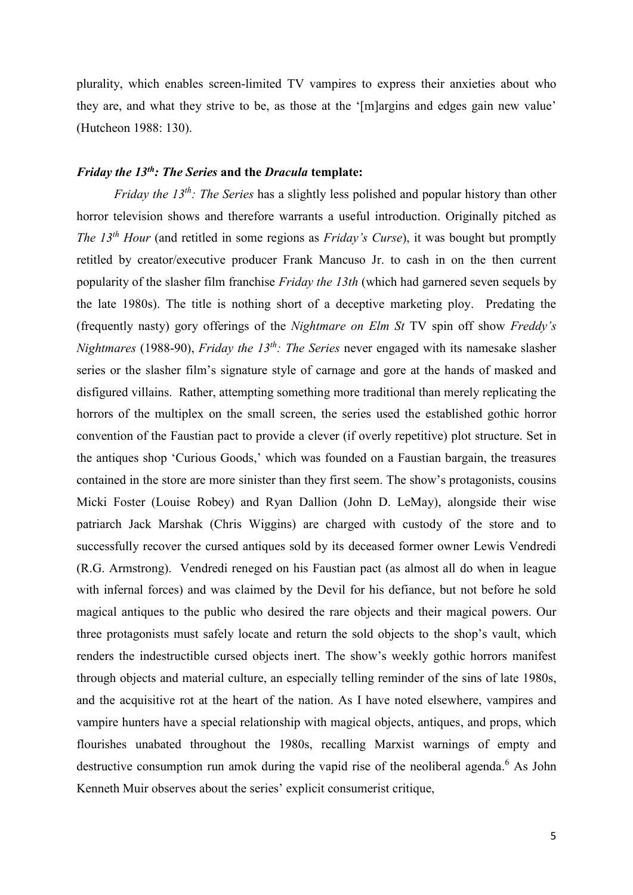plurality, which enables screen-limited TV vampires to express their anxieties about who they are, and what they strive to be, as those at the '[m]argins and edges gain new value' (Hutcheon 1988: 130).

### *Friday the 13th: The Series* and the *Dracula* template:

*Friday the 13th: The Series* has a slightly less polished and popular history than other horror television shows and therefore warrants a useful introduction. Originally pitched as *The 13th Hour* (and retitled in some regions as *Friday's Curse*), it was bought but promptly retitled by creator/executive producer Frank Mancuso Jr. to cash in on the then current popularity of the slasher film franchise *Friday the 13th* (which had garnered seven sequels by the late 1980s). The title is nothing short of a deceptive marketing ploy. Predating the (frequently nasty) gory offerings of the *Nightmare on Elm St* TV spin off show *Freddy's Nightmares* (1988-90), *Friday the 13th: The Series* never engaged with its namesake slasher series or the slasher film's signature style of carnage and gore at the hands of masked and disfigured villains. Rather, attempting something more traditional than merely replicating the horrors of the multiplex on the small screen, the series used the established gothic horror convention of the Faustian pact to provide a clever (if overly repetitive) plot structure. Set in the antiques shop 'Curious Goods,' which was founded on a Faustian bargain, the treasures contained in the store are more sinister than they first seem. The show's protagonists, cousins Micki Foster (Louise Robey) and Ryan Dallion (John D. LeMay), alongside their wise patriarch Jack Marshak (Chris Wiggins) are charged with custody of the store and to successfully recover the cursed antiques sold by its deceased former owner Lewis Vendredi (R.G. Armstrong). Vendredi reneged on his Faustian pact (as almost all do when in league with infernal forces) and was claimed by the Devil for his defiance, but not before he sold magical antiques to the public who desired the rare objects and their magical powers. Our three protagonists must safely locate and return the sold objects to the shop's vault, which renders the indestructible cursed objects inert. The show's weekly gothic horrors manifest through objects and material culture, an especially telling reminder of the sins of late 1980s, and the acquisitive rot at the heart of the nation. As I have noted elsewhere, vampires and vampire hunters have a special relationship with magical objects, antiques, and props, which flourishes unabated throughout the 1980s, recalling Marxist warnings of empty and destructive consumption run amok during the vapid rise of the neoliberal agenda.[6] As John Kenneth Muir observes about the series' explicit consumerist critique,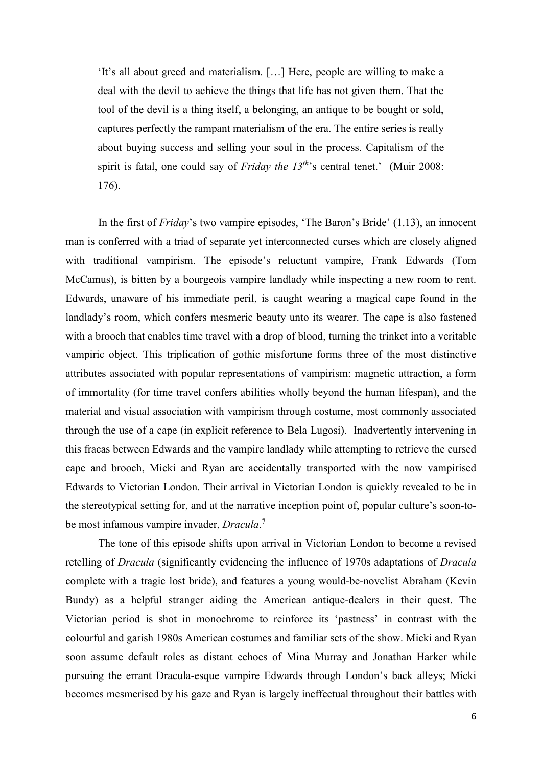> 'It's all about greed and materialism. […] Here, people are willing to make a deal with the devil to achieve the things that life has not given them. That the tool of the devil is a thing itself, a belonging, an antique to be bought or sold, captures perfectly the rampant materialism of the era. The entire series is really about buying success and selling your soul in the process. Capitalism of the spirit is fatal, one could say of *Friday the 13th*'s central tenet.' (Muir 2008: 176).

In the first of *Friday*'s two vampire episodes, 'The Baron's Bride' (1.13), an innocent man is conferred with a triad of separate yet interconnected curses which are closely aligned with traditional vampirism. The episode's reluctant vampire, Frank Edwards (Tom McCamus), is bitten by a bourgeois vampire landlady while inspecting a new room to rent. Edwards, unaware of his immediate peril, is caught wearing a magical cape found in the landlady's room, which confers mesmeric beauty unto its wearer. The cape is also fastened with a brooch that enables time travel with a drop of blood, turning the trinket into a veritable vampiric object. This triplication of gothic misfortune forms three of the most distinctive attributes associated with popular representations of vampirism: magnetic attraction, a form of immortality (for time travel confers abilities wholly beyond the human lifespan), and the material and visual association with vampirism through costume, most commonly associated through the use of a cape (in explicit reference to Bela Lugosi). Inadvertently intervening in this fracas between Edwards and the vampire landlady while attempting to retrieve the cursed cape and brooch, Micki and Ryan are accidentally transported with the now vampirised Edwards to Victorian London. Their arrival in Victorian London is quickly revealed to be in the stereotypical setting for, and at the narrative inception point of, popular culture's soon-to-be most infamous vampire invader, *Dracula*.[7]

The tone of this episode shifts upon arrival in Victorian London to become a revised retelling of *Dracula* (significantly evidencing the influence of 1970s adaptations of *Dracula* complete with a tragic lost bride), and features a young would-be-novelist Abraham (Kevin Bundy) as a helpful stranger aiding the American antique-dealers in their quest. The Victorian period is shot in monochrome to reinforce its 'pastness' in contrast with the colourful and garish 1980s American costumes and familiar sets of the show. Micki and Ryan soon assume default roles as distant echoes of Mina Murray and Jonathan Harker while pursuing the errant Dracula-esque vampire Edwards through London's back alleys; Micki becomes mesmerised by his gaze and Ryan is largely ineffectual throughout their battles with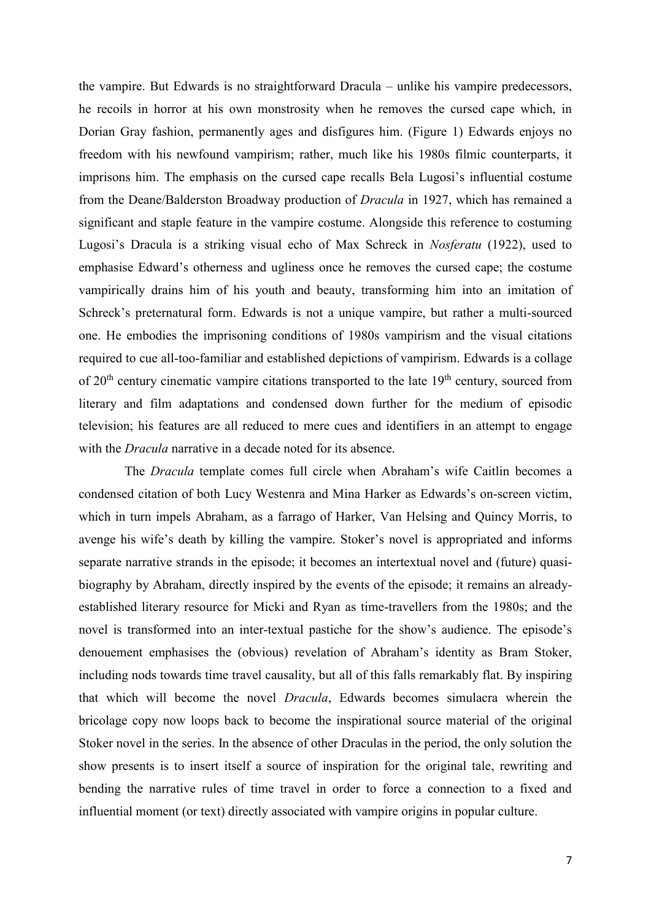the vampire. But Edwards is no straightforward Dracula – unlike his vampire predecessors, he recoils in horror at his own monstrosity when he removes the cursed cape which, in Dorian Gray fashion, permanently ages and disfigures him. (Figure 1) Edwards enjoys no freedom with his newfound vampirism; rather, much like his 1980s filmic counterparts, it imprisons him. The emphasis on the cursed cape recalls Bela Lugosi's influential costume from the Deane/Balderston Broadway production of *Dracula* in 1927, which has remained a significant and staple feature in the vampire costume. Alongside this reference to costuming Lugosi's Dracula is a striking visual echo of Max Schreck in *Nosferatu* (1922), used to emphasise Edward's otherness and ugliness once he removes the cursed cape; the costume vampirically drains him of his youth and beauty, transforming him into an imitation of Schreck's preternatural form. Edwards is not a unique vampire, but rather a multi-sourced one. He embodies the imprisoning conditions of 1980s vampirism and the visual citations required to cue all-too-familiar and established depictions of vampirism. Edwards is a collage of 20th century cinematic vampire citations transported to the late 19th century, sourced from literary and film adaptations and condensed down further for the medium of episodic television; his features are all reduced to mere cues and identifiers in an attempt to engage with the *Dracula* narrative in a decade noted for its absence.

The *Dracula* template comes full circle when Abraham's wife Caitlin becomes a condensed citation of both Lucy Westenra and Mina Harker as Edwards's on-screen victim, which in turn impels Abraham, as a farrago of Harker, Van Helsing and Quincy Morris, to avenge his wife's death by killing the vampire. Stoker's novel is appropriated and informs separate narrative strands in the episode; it becomes an intertextual novel and (future) quasi-biography by Abraham, directly inspired by the events of the episode; it remains an already-established literary resource for Micki and Ryan as time-travellers from the 1980s; and the novel is transformed into an inter-textual pastiche for the show's audience. The episode's denouement emphasises the (obvious) revelation of Abraham's identity as Bram Stoker, including nods towards time travel causality, but all of this falls remarkably flat. By inspiring that which will become the novel *Dracula*, Edwards becomes simulacra wherein the bricolage copy now loops back to become the inspirational source material of the original Stoker novel in the series. In the absence of other Draculas in the period, the only solution the show presents is to insert itself a source of inspiration for the original tale, rewriting and bending the narrative rules of time travel in order to force a connection to a fixed and influential moment (or text) directly associated with vampire origins in popular culture.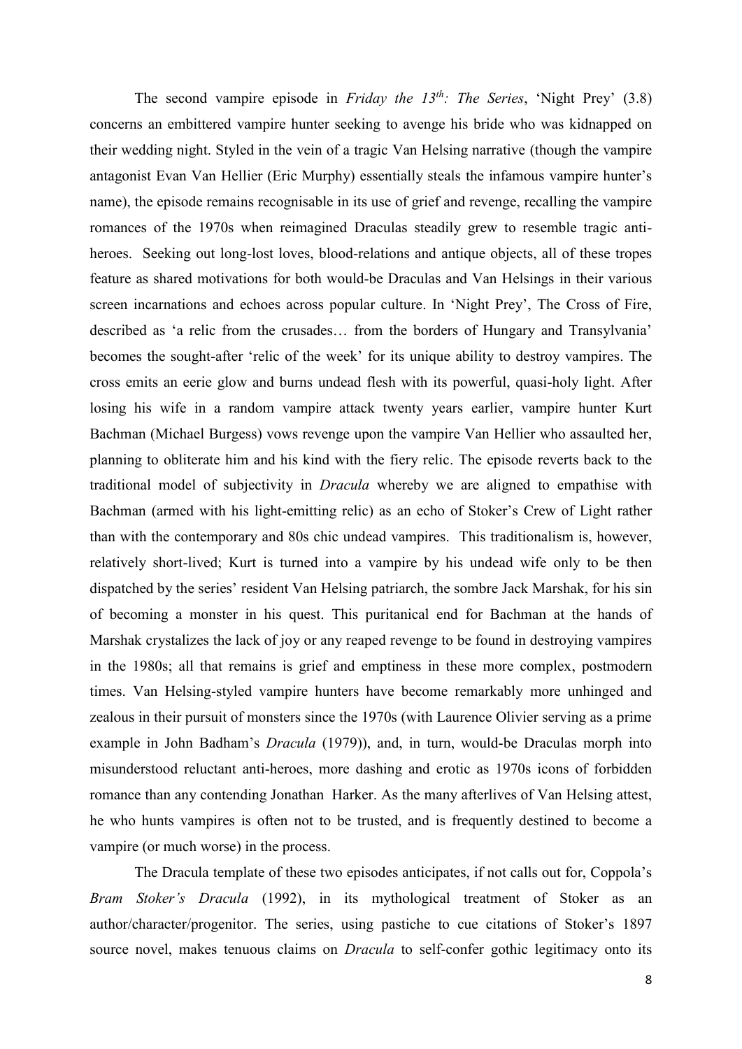The second vampire episode in *Friday the 13th: The Series*, 'Night Prey' (3.8) concerns an embittered vampire hunter seeking to avenge his bride who was kidnapped on their wedding night. Styled in the vein of a tragic Van Helsing narrative (though the vampire antagonist Evan Van Hellier (Eric Murphy) essentially steals the infamous vampire hunter's name), the episode remains recognisable in its use of grief and revenge, recalling the vampire romances of the 1970s when reimagined Draculas steadily grew to resemble tragic anti-heroes. Seeking out long-lost loves, blood-relations and antique objects, all of these tropes feature as shared motivations for both would-be Draculas and Van Helsings in their various screen incarnations and echoes across popular culture. In 'Night Prey', The Cross of Fire, described as 'a relic from the crusades… from the borders of Hungary and Transylvania' becomes the sought-after 'relic of the week' for its unique ability to destroy vampires. The cross emits an eerie glow and burns undead flesh with its powerful, quasi-holy light. After losing his wife in a random vampire attack twenty years earlier, vampire hunter Kurt Bachman (Michael Burgess) vows revenge upon the vampire Van Hellier who assaulted her, planning to obliterate him and his kind with the fiery relic. The episode reverts back to the traditional model of subjectivity in *Dracula* whereby we are aligned to empathise with Bachman (armed with his light-emitting relic) as an echo of Stoker's Crew of Light rather than with the contemporary and 80s chic undead vampires. This traditionalism is, however, relatively short-lived; Kurt is turned into a vampire by his undead wife only to be then dispatched by the series' resident Van Helsing patriarch, the sombre Jack Marshak, for his sin of becoming a monster in his quest. This puritanical end for Bachman at the hands of Marshak crystalizes the lack of joy or any reaped revenge to be found in destroying vampires in the 1980s; all that remains is grief and emptiness in these more complex, postmodern times. Van Helsing-styled vampire hunters have become remarkably more unhinged and zealous in their pursuit of monsters since the 1970s (with Laurence Olivier serving as a prime example in John Badham's *Dracula* (1979)), and, in turn, would-be Draculas morph into misunderstood reluctant anti-heroes, more dashing and erotic as 1970s icons of forbidden romance than any contending Jonathan Harker. As the many afterlives of Van Helsing attest, he who hunts vampires is often not to be trusted, and is frequently destined to become a vampire (or much worse) in the process.

The Dracula template of these two episodes anticipates, if not calls out for, Coppola's *Bram Stoker's Dracula* (1992), in its mythological treatment of Stoker as an author/character/progenitor. The series, using pastiche to cue citations of Stoker's 1897 source novel, makes tenuous claims on *Dracula* to self-confer gothic legitimacy onto its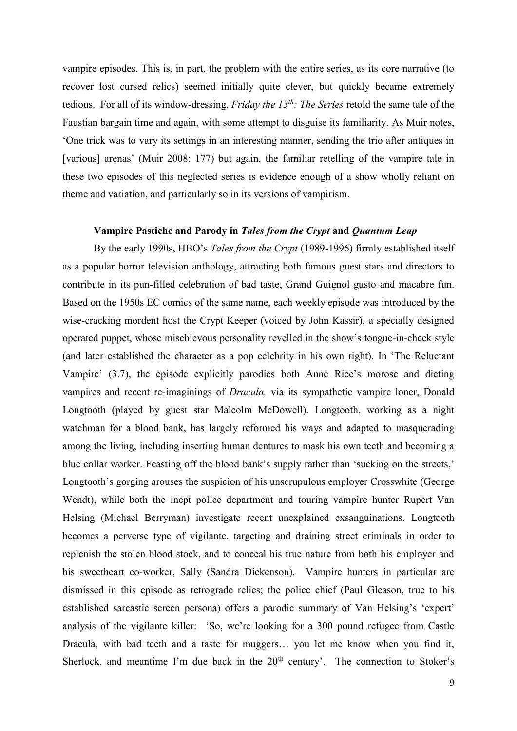vampire episodes. This is, in part, the problem with the entire series, as its core narrative (to recover lost cursed relics) seemed initially quite clever, but quickly became extremely tedious. For all of its window-dressing, *Friday the 13th: The Series* retold the same tale of the Faustian bargain time and again, with some attempt to disguise its familiarity. As Muir notes, 'One trick was to vary its settings in an interesting manner, sending the trio after antiques in [various] arenas' (Muir 2008: 177) but again, the familiar retelling of the vampire tale in these two episodes of this neglected series is evidence enough of a show wholly reliant on theme and variation, and particularly so in its versions of vampirism.

### Vampire Pastiche and Parody in *Tales from the Crypt* and *Quantum Leap*

By the early 1990s, HBO's *Tales from the Crypt* (1989-1996) firmly established itself as a popular horror television anthology, attracting both famous guest stars and directors to contribute in its pun-filled celebration of bad taste, Grand Guignol gusto and macabre fun. Based on the 1950s EC comics of the same name, each weekly episode was introduced by the wise-cracking mordent host the Crypt Keeper (voiced by John Kassir), a specially designed operated puppet, whose mischievous personality revelled in the show's tongue-in-cheek style (and later established the character as a pop celebrity in his own right). In 'The Reluctant Vampire' (3.7), the episode explicitly parodies both Anne Rice's morose and dieting vampires and recent re-imaginings of *Dracula,* via its sympathetic vampire loner, Donald Longtooth (played by guest star Malcolm McDowell). Longtooth, working as a night watchman for a blood bank, has largely reformed his ways and adapted to masquerading among the living, including inserting human dentures to mask his own teeth and becoming a blue collar worker. Feasting off the blood bank's supply rather than 'sucking on the streets,' Longtooth's gorging arouses the suspicion of his unscrupulous employer Crosswhite (George Wendt), while both the inept police department and touring vampire hunter Rupert Van Helsing (Michael Berryman) investigate recent unexplained exsanguinations. Longtooth becomes a perverse type of vigilante, targeting and draining street criminals in order to replenish the stolen blood stock, and to conceal his true nature from both his employer and his sweetheart co-worker, Sally (Sandra Dickenson). Vampire hunters in particular are dismissed in this episode as retrograde relics; the police chief (Paul Gleason, true to his established sarcastic screen persona) offers a parodic summary of Van Helsing's 'expert' analysis of the vigilante killer: 'So, we're looking for a 300 pound refugee from Castle Dracula, with bad teeth and a taste for muggers… you let me know when you find it, Sherlock, and meantime I'm due back in the 20th century'. The connection to Stoker's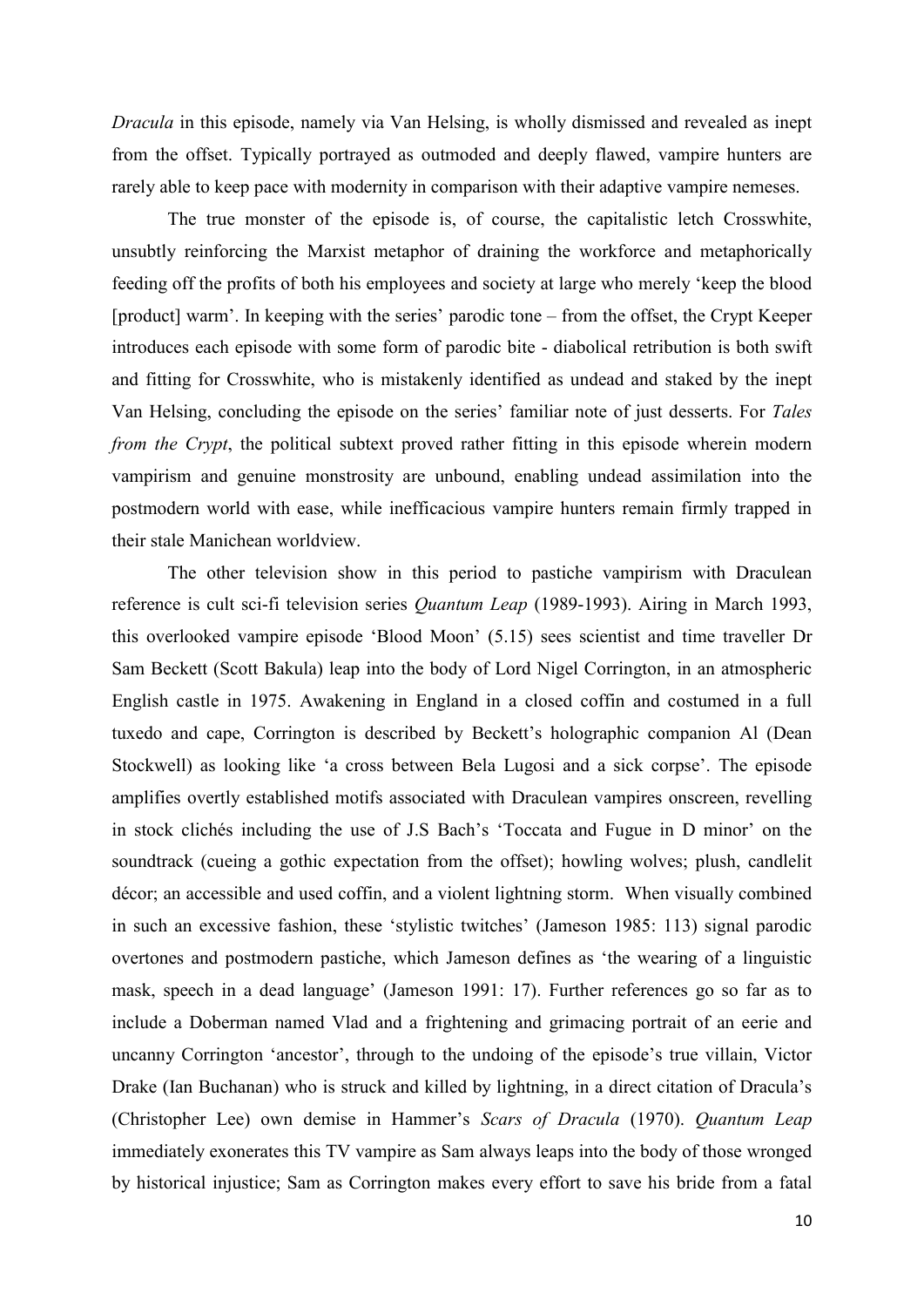*Dracula* in this episode, namely via Van Helsing, is wholly dismissed and revealed as inept from the offset. Typically portrayed as outmoded and deeply flawed, vampire hunters are rarely able to keep pace with modernity in comparison with their adaptive vampire nemeses.

The true monster of the episode is, of course, the capitalistic letch Crosswhite, unsubtly reinforcing the Marxist metaphor of draining the workforce and metaphorically feeding off the profits of both his employees and society at large who merely 'keep the blood [product] warm'. In keeping with the series' parodic tone – from the offset, the Crypt Keeper introduces each episode with some form of parodic bite - diabolical retribution is both swift and fitting for Crosswhite, who is mistakenly identified as undead and staked by the inept Van Helsing, concluding the episode on the series' familiar note of just desserts. For *Tales from the Crypt*, the political subtext proved rather fitting in this episode wherein modern vampirism and genuine monstrosity are unbound, enabling undead assimilation into the postmodern world with ease, while inefficacious vampire hunters remain firmly trapped in their stale Manichean worldview.

The other television show in this period to pastiche vampirism with Draculean reference is cult sci-fi television series *Quantum Leap* (1989-1993). Airing in March 1993, this overlooked vampire episode 'Blood Moon' (5.15) sees scientist and time traveller Dr Sam Beckett (Scott Bakula) leap into the body of Lord Nigel Corrington, in an atmospheric English castle in 1975. Awakening in England in a closed coffin and costumed in a full tuxedo and cape, Corrington is described by Beckett's holographic companion Al (Dean Stockwell) as looking like 'a cross between Bela Lugosi and a sick corpse'. The episode amplifies overtly established motifs associated with Draculean vampires onscreen, revelling in stock clichés including the use of J.S Bach's 'Toccata and Fugue in D minor' on the soundtrack (cueing a gothic expectation from the offset); howling wolves; plush, candlelit décor; an accessible and used coffin, and a violent lightning storm. When visually combined in such an excessive fashion, these 'stylistic twitches' (Jameson 1985: 113) signal parodic overtones and postmodern pastiche, which Jameson defines as 'the wearing of a linguistic mask, speech in a dead language' (Jameson 1991: 17). Further references go so far as to include a Doberman named Vlad and a frightening and grimacing portrait of an eerie and uncanny Corrington 'ancestor', through to the undoing of the episode's true villain, Victor Drake (Ian Buchanan) who is struck and killed by lightning, in a direct citation of Dracula's (Christopher Lee) own demise in Hammer's *Scars of Dracula* (1970). *Quantum Leap* immediately exonerates this TV vampire as Sam always leaps into the body of those wronged by historical injustice; Sam as Corrington makes every effort to save his bride from a fatal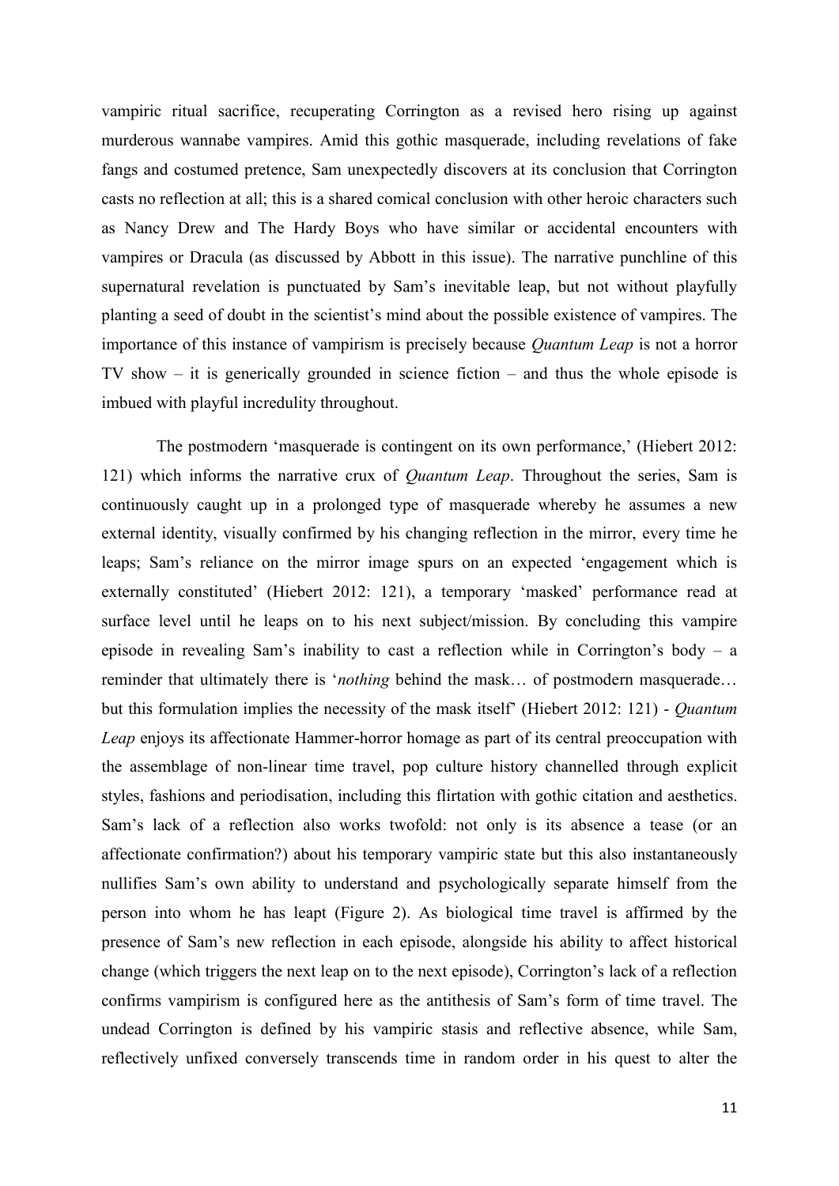vampiric ritual sacrifice, recuperating Corrington as a revised hero rising up against murderous wannabe vampires. Amid this gothic masquerade, including revelations of fake fangs and costumed pretence, Sam unexpectedly discovers at its conclusion that Corrington casts no reflection at all; this is a shared comical conclusion with other heroic characters such as Nancy Drew and The Hardy Boys who have similar or accidental encounters with vampires or Dracula (as discussed by Abbott in this issue). The narrative punchline of this supernatural revelation is punctuated by Sam's inevitable leap, but not without playfully planting a seed of doubt in the scientist's mind about the possible existence of vampires. The importance of this instance of vampirism is precisely because *Quantum Leap* is not a horror TV show – it is generically grounded in science fiction – and thus the whole episode is imbued with playful incredulity throughout.

The postmodern 'masquerade is contingent on its own performance,' (Hiebert 2012: 121) which informs the narrative crux of *Quantum Leap*. Throughout the series, Sam is continuously caught up in a prolonged type of masquerade whereby he assumes a new external identity, visually confirmed by his changing reflection in the mirror, every time he leaps; Sam's reliance on the mirror image spurs on an expected 'engagement which is externally constituted' (Hiebert 2012: 121), a temporary 'masked' performance read at surface level until he leaps on to his next subject/mission. By concluding this vampire episode in revealing Sam's inability to cast a reflection while in Corrington's body – a reminder that ultimately there is '*nothing* behind the mask… of postmodern masquerade… but this formulation implies the necessity of the mask itself' (Hiebert 2012: 121) - *Quantum Leap* enjoys its affectionate Hammer-horror homage as part of its central preoccupation with the assemblage of non-linear time travel, pop culture history channelled through explicit styles, fashions and periodisation, including this flirtation with gothic citation and aesthetics. Sam's lack of a reflection also works twofold: not only is its absence a tease (or an affectionate confirmation?) about his temporary vampiric state but this also instantaneously nullifies Sam's own ability to understand and psychologically separate himself from the person into whom he has leapt (Figure 2). As biological time travel is affirmed by the presence of Sam's new reflection in each episode, alongside his ability to affect historical change (which triggers the next leap on to the next episode), Corrington's lack of a reflection confirms vampirism is configured here as the antithesis of Sam's form of time travel. The undead Corrington is defined by his vampiric stasis and reflective absence, while Sam, reflectively unfixed conversely transcends time in random order in his quest to alter the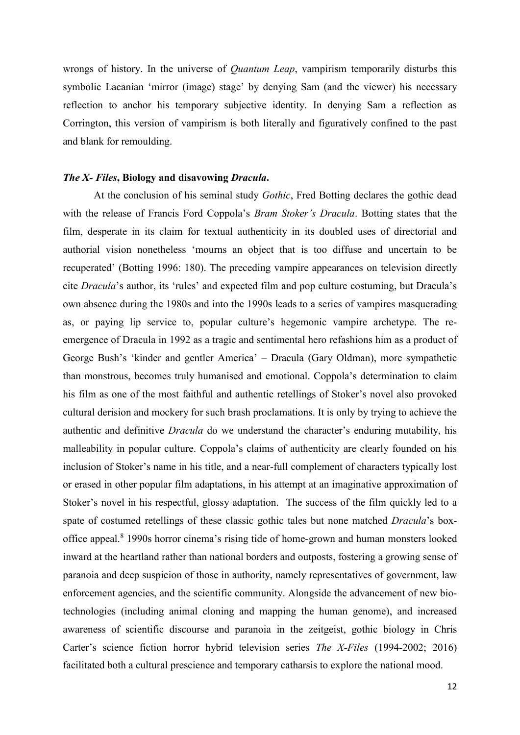wrongs of history. In the universe of *Quantum Leap*, vampirism temporarily disturbs this symbolic Lacanian 'mirror (image) stage' by denying Sam (and the viewer) his necessary reflection to anchor his temporary subjective identity. In denying Sam a reflection as Corrington, this version of vampirism is both literally and figuratively confined to the past and blank for remoulding.

### *The X- Files*, Biology and disavowing *Dracula*.

At the conclusion of his seminal study *Gothic*, Fred Botting declares the gothic dead with the release of Francis Ford Coppola's *Bram Stoker's Dracula*. Botting states that the film, desperate in its claim for textual authenticity in its doubled uses of directorial and authorial vision nonetheless 'mourns an object that is too diffuse and uncertain to be recuperated' (Botting 1996: 180). The preceding vampire appearances on television directly cite *Dracula*'s author, its 'rules' and expected film and pop culture costuming, but Dracula's own absence during the 1980s and into the 1990s leads to a series of vampires masquerading as, or paying lip service to, popular culture's hegemonic vampire archetype. The re-emergence of Dracula in 1992 as a tragic and sentimental hero refashions him as a product of George Bush's 'kinder and gentler America' – Dracula (Gary Oldman), more sympathetic than monstrous, becomes truly humanised and emotional. Coppola's determination to claim his film as one of the most faithful and authentic retellings of Stoker's novel also provoked cultural derision and mockery for such brash proclamations. It is only by trying to achieve the authentic and definitive *Dracula* do we understand the character's enduring mutability, his malleability in popular culture. Coppola's claims of authenticity are clearly founded on his inclusion of Stoker's name in his title, and a near-full complement of characters typically lost or erased in other popular film adaptations, in his attempt at an imaginative approximation of Stoker's novel in his respectful, glossy adaptation. The success of the film quickly led to a spate of costumed retellings of these classic gothic tales but none matched *Dracula*'s box-office appeal.[8] 1990s horror cinema's rising tide of home-grown and human monsters looked inward at the heartland rather than national borders and outposts, fostering a growing sense of paranoia and deep suspicion of those in authority, namely representatives of government, law enforcement agencies, and the scientific community. Alongside the advancement of new bio-technologies (including animal cloning and mapping the human genome), and increased awareness of scientific discourse and paranoia in the zeitgeist, gothic biology in Chris Carter's science fiction horror hybrid television series *The X-Files* (1994-2002; 2016) facilitated both a cultural prescience and temporary catharsis to explore the national mood.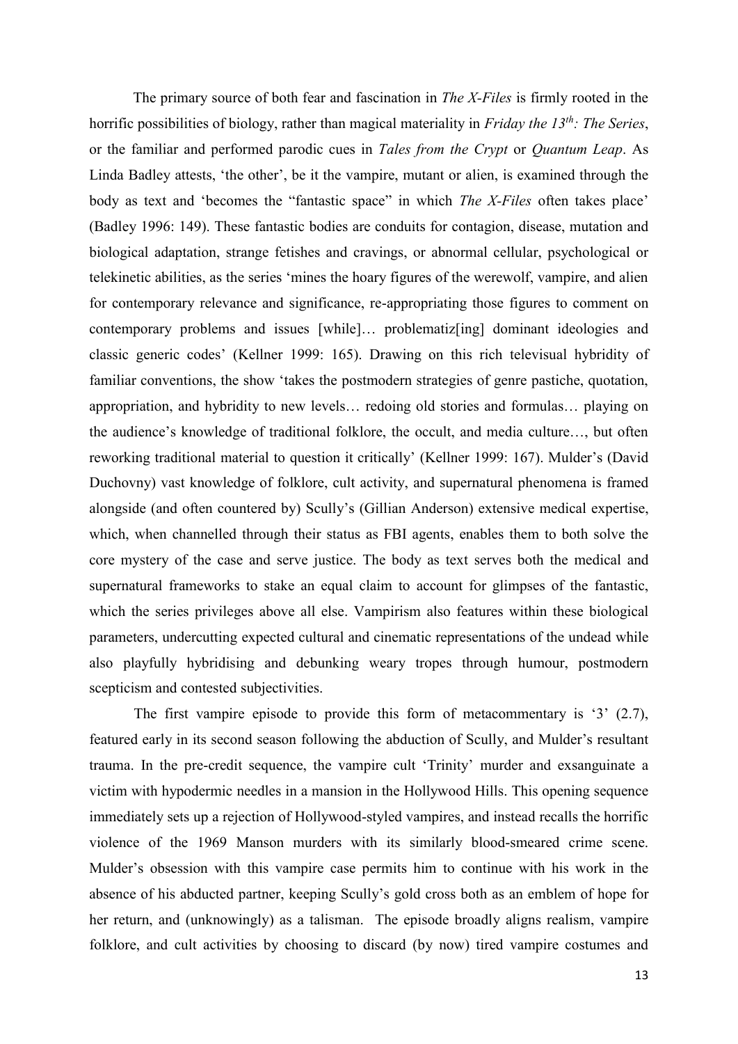The primary source of both fear and fascination in *The X-Files* is firmly rooted in the horrific possibilities of biology, rather than magical materiality in *Friday the 13th: The Series*, or the familiar and performed parodic cues in *Tales from the Crypt* or *Quantum Leap*. As Linda Badley attests, 'the other', be it the vampire, mutant or alien, is examined through the body as text and 'becomes the "fantastic space" in which *The X-Files* often takes place' (Badley 1996: 149). These fantastic bodies are conduits for contagion, disease, mutation and biological adaptation, strange fetishes and cravings, or abnormal cellular, psychological or telekinetic abilities, as the series 'mines the hoary figures of the werewolf, vampire, and alien for contemporary relevance and significance, re-appropriating those figures to comment on contemporary problems and issues [while]… problematiz[ing] dominant ideologies and classic generic codes' (Kellner 1999: 165). Drawing on this rich televisual hybridity of familiar conventions, the show 'takes the postmodern strategies of genre pastiche, quotation, appropriation, and hybridity to new levels… redoing old stories and formulas… playing on the audience's knowledge of traditional folklore, the occult, and media culture…, but often reworking traditional material to question it critically' (Kellner 1999: 167). Mulder's (David Duchovny) vast knowledge of folklore, cult activity, and supernatural phenomena is framed alongside (and often countered by) Scully's (Gillian Anderson) extensive medical expertise, which, when channelled through their status as FBI agents, enables them to both solve the core mystery of the case and serve justice. The body as text serves both the medical and supernatural frameworks to stake an equal claim to account for glimpses of the fantastic, which the series privileges above all else. Vampirism also features within these biological parameters, undercutting expected cultural and cinematic representations of the undead while also playfully hybridising and debunking weary tropes through humour, postmodern scepticism and contested subjectivities.

The first vampire episode to provide this form of metacommentary is '3' (2.7), featured early in its second season following the abduction of Scully, and Mulder's resultant trauma. In the pre-credit sequence, the vampire cult 'Trinity' murder and exsanguinate a victim with hypodermic needles in a mansion in the Hollywood Hills. This opening sequence immediately sets up a rejection of Hollywood-styled vampires, and instead recalls the horrific violence of the 1969 Manson murders with its similarly blood-smeared crime scene. Mulder's obsession with this vampire case permits him to continue with his work in the absence of his abducted partner, keeping Scully's gold cross both as an emblem of hope for her return, and (unknowingly) as a talisman. The episode broadly aligns realism, vampire folklore, and cult activities by choosing to discard (by now) tired vampire costumes and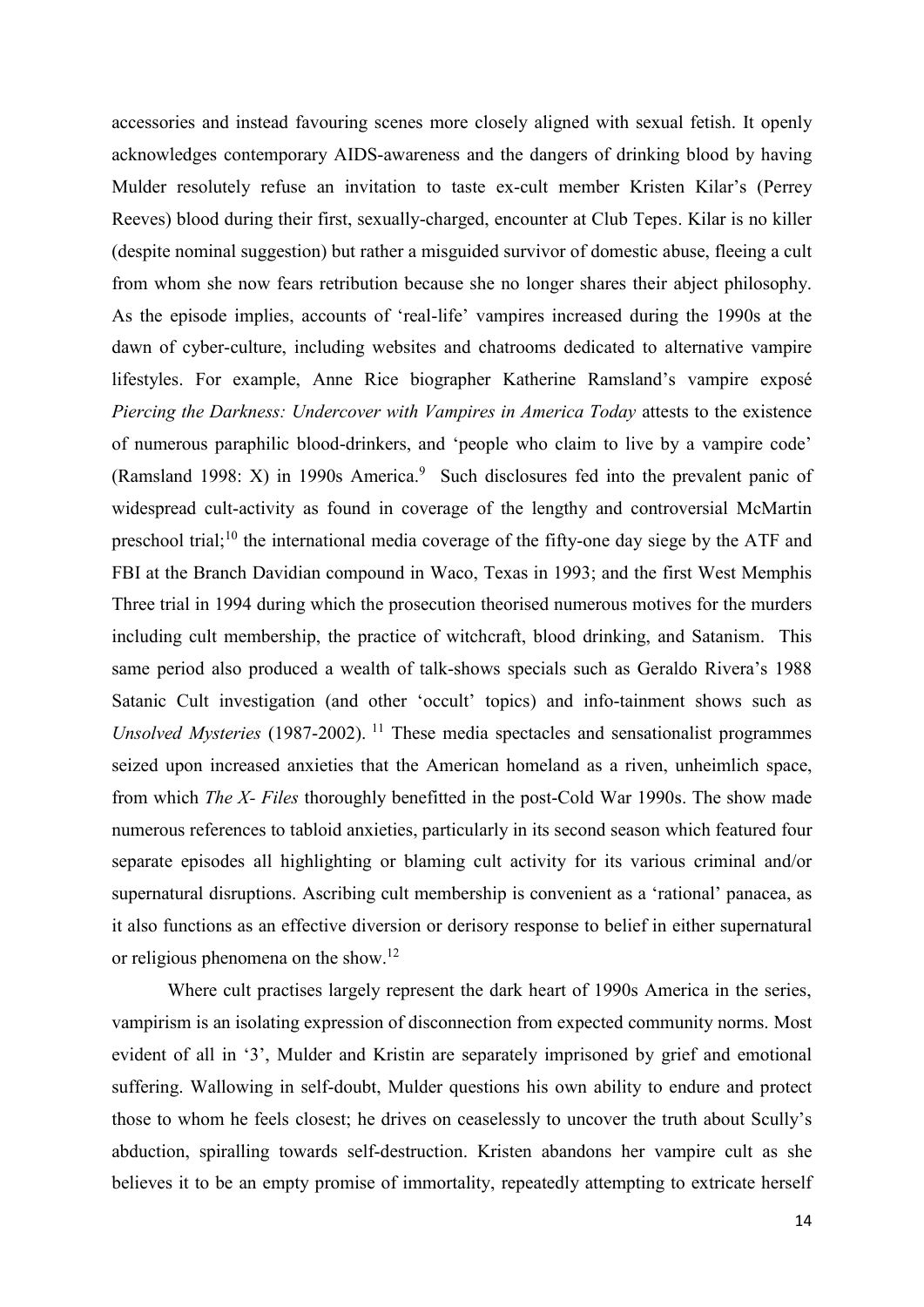accessories and instead favouring scenes more closely aligned with sexual fetish. It openly acknowledges contemporary AIDS-awareness and the dangers of drinking blood by having Mulder resolutely refuse an invitation to taste ex-cult member Kristen Kilar's (Perrey Reeves) blood during their first, sexually-charged, encounter at Club Tepes. Kilar is no killer (despite nominal suggestion) but rather a misguided survivor of domestic abuse, fleeing a cult from whom she now fears retribution because she no longer shares their abject philosophy. As the episode implies, accounts of 'real-life' vampires increased during the 1990s at the dawn of cyber-culture, including websites and chatrooms dedicated to alternative vampire lifestyles. For example, Anne Rice biographer Katherine Ramsland's vampire exposé *Piercing the Darkness: Undercover with Vampires in America Today* attests to the existence of numerous paraphilic blood-drinkers, and 'people who claim to live by a vampire code' (Ramsland 1998: X) in 1990s America.[9] Such disclosures fed into the prevalent panic of widespread cult-activity as found in coverage of the lengthy and controversial McMartin preschool trial;[10] the international media coverage of the fifty-one day siege by the ATF and FBI at the Branch Davidian compound in Waco, Texas in 1993; and the first West Memphis Three trial in 1994 during which the prosecution theorised numerous motives for the murders including cult membership, the practice of witchcraft, blood drinking, and Satanism. This same period also produced a wealth of talk-shows specials such as Geraldo Rivera's 1988 Satanic Cult investigation (and other 'occult' topics) and info-tainment shows such as *Unsolved Mysteries* (1987-2002).[11] These media spectacles and sensationalist programmes seized upon increased anxieties that the American homeland as a riven, unheimlich space, from which *The X- Files* thoroughly benefitted in the post-Cold War 1990s. The show made numerous references to tabloid anxieties, particularly in its second season which featured four separate episodes all highlighting or blaming cult activity for its various criminal and/or supernatural disruptions. Ascribing cult membership is convenient as a 'rational' panacea, as it also functions as an effective diversion or derisory response to belief in either supernatural or religious phenomena on the show.[12]

Where cult practises largely represent the dark heart of 1990s America in the series, vampirism is an isolating expression of disconnection from expected community norms. Most evident of all in '3', Mulder and Kristin are separately imprisoned by grief and emotional suffering. Wallowing in self-doubt, Mulder questions his own ability to endure and protect those to whom he feels closest; he drives on ceaselessly to uncover the truth about Scully's abduction, spiralling towards self-destruction. Kristen abandons her vampire cult as she believes it to be an empty promise of immortality, repeatedly attempting to extricate herself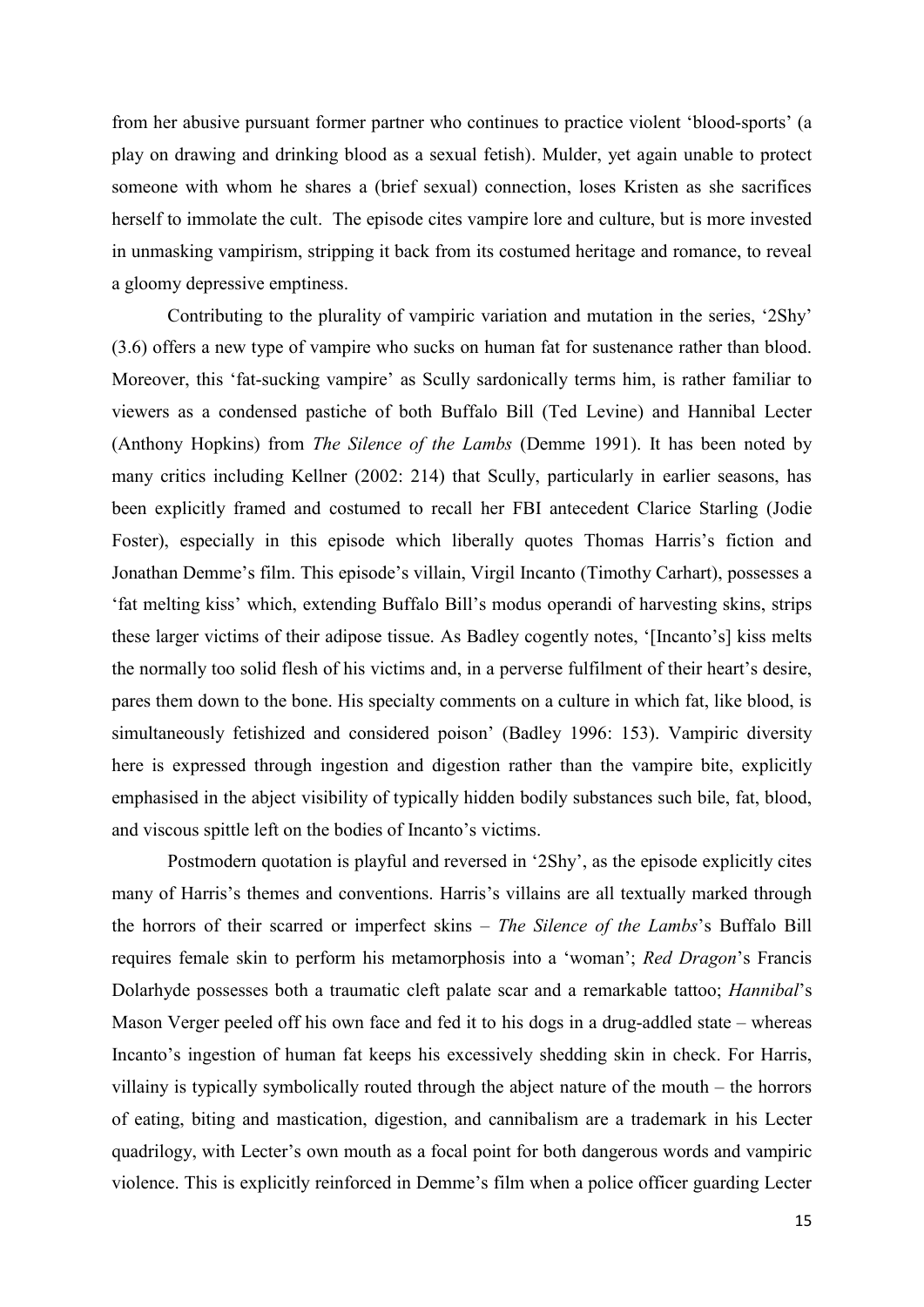from her abusive pursuant former partner who continues to practice violent 'blood-sports' (a play on drawing and drinking blood as a sexual fetish). Mulder, yet again unable to protect someone with whom he shares a (brief sexual) connection, loses Kristen as she sacrifices herself to immolate the cult. The episode cites vampire lore and culture, but is more invested in unmasking vampirism, stripping it back from its costumed heritage and romance, to reveal a gloomy depressive emptiness.

Contributing to the plurality of vampiric variation and mutation in the series, '2Shy' (3.6) offers a new type of vampire who sucks on human fat for sustenance rather than blood. Moreover, this 'fat-sucking vampire' as Scully sardonically terms him, is rather familiar to viewers as a condensed pastiche of both Buffalo Bill (Ted Levine) and Hannibal Lecter (Anthony Hopkins) from *The Silence of the Lambs* (Demme 1991). It has been noted by many critics including Kellner (2002: 214) that Scully, particularly in earlier seasons, has been explicitly framed and costumed to recall her FBI antecedent Clarice Starling (Jodie Foster), especially in this episode which liberally quotes Thomas Harris's fiction and Jonathan Demme's film. This episode's villain, Virgil Incanto (Timothy Carhart), possesses a 'fat melting kiss' which, extending Buffalo Bill's modus operandi of harvesting skins, strips these larger victims of their adipose tissue. As Badley cogently notes, '[Incanto's] kiss melts the normally too solid flesh of his victims and, in a perverse fulfilment of their heart's desire, pares them down to the bone. His specialty comments on a culture in which fat, like blood, is simultaneously fetishized and considered poison' (Badley 1996: 153). Vampiric diversity here is expressed through ingestion and digestion rather than the vampire bite, explicitly emphasised in the abject visibility of typically hidden bodily substances such bile, fat, blood, and viscous spittle left on the bodies of Incanto's victims.

Postmodern quotation is playful and reversed in '2Shy', as the episode explicitly cites many of Harris's themes and conventions. Harris's villains are all textually marked through the horrors of their scarred or imperfect skins – *The Silence of the Lambs*'s Buffalo Bill requires female skin to perform his metamorphosis into a 'woman'; *Red Dragon*'s Francis Dolarhyde possesses both a traumatic cleft palate scar and a remarkable tattoo; *Hannibal*'s Mason Verger peeled off his own face and fed it to his dogs in a drug-addled state – whereas Incanto's ingestion of human fat keeps his excessively shedding skin in check. For Harris, villainy is typically symbolically routed through the abject nature of the mouth – the horrors of eating, biting and mastication, digestion, and cannibalism are a trademark in his Lecter quadrilogy, with Lecter's own mouth as a focal point for both dangerous words and vampiric violence. This is explicitly reinforced in Demme's film when a police officer guarding Lecter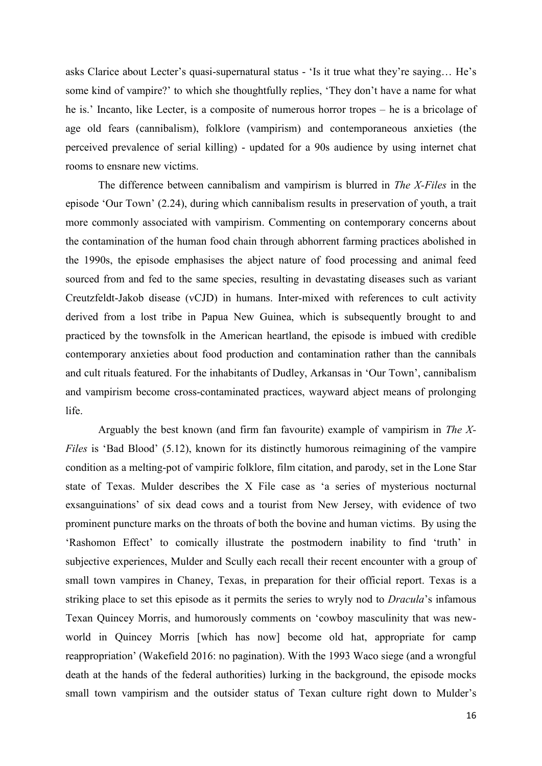asks Clarice about Lecter's quasi-supernatural status - 'Is it true what they're saying… He's some kind of vampire?' to which she thoughtfully replies, 'They don't have a name for what he is.' Incanto, like Lecter, is a composite of numerous horror tropes – he is a bricolage of age old fears (cannibalism), folklore (vampirism) and contemporaneous anxieties (the perceived prevalence of serial killing) - updated for a 90s audience by using internet chat rooms to ensnare new victims.

The difference between cannibalism and vampirism is blurred in *The X-Files* in the episode 'Our Town' (2.24), during which cannibalism results in preservation of youth, a trait more commonly associated with vampirism. Commenting on contemporary concerns about the contamination of the human food chain through abhorrent farming practices abolished in the 1990s, the episode emphasises the abject nature of food processing and animal feed sourced from and fed to the same species, resulting in devastating diseases such as variant Creutzfeldt-Jakob disease (vCJD) in humans. Inter-mixed with references to cult activity derived from a lost tribe in Papua New Guinea, which is subsequently brought to and practiced by the townsfolk in the American heartland, the episode is imbued with credible contemporary anxieties about food production and contamination rather than the cannibals and cult rituals featured. For the inhabitants of Dudley, Arkansas in 'Our Town', cannibalism and vampirism become cross-contaminated practices, wayward abject means of prolonging life.

Arguably the best known (and firm fan favourite) example of vampirism in *The X-Files* is 'Bad Blood' (5.12), known for its distinctly humorous reimagining of the vampire condition as a melting-pot of vampiric folklore, film citation, and parody, set in the Lone Star state of Texas. Mulder describes the X File case as 'a series of mysterious nocturnal exsanguinations' of six dead cows and a tourist from New Jersey, with evidence of two prominent puncture marks on the throats of both the bovine and human victims. By using the 'Rashomon Effect' to comically illustrate the postmodern inability to find 'truth' in subjective experiences, Mulder and Scully each recall their recent encounter with a group of small town vampires in Chaney, Texas, in preparation for their official report. Texas is a striking place to set this episode as it permits the series to wryly nod to *Dracula*'s infamous Texan Quincey Morris, and humorously comments on 'cowboy masculinity that was new-world in Quincey Morris [which has now] become old hat, appropriate for camp reappropriation' (Wakefield 2016: no pagination). With the 1993 Waco siege (and a wrongful death at the hands of the federal authorities) lurking in the background, the episode mocks small town vampirism and the outsider status of Texan culture right down to Mulder's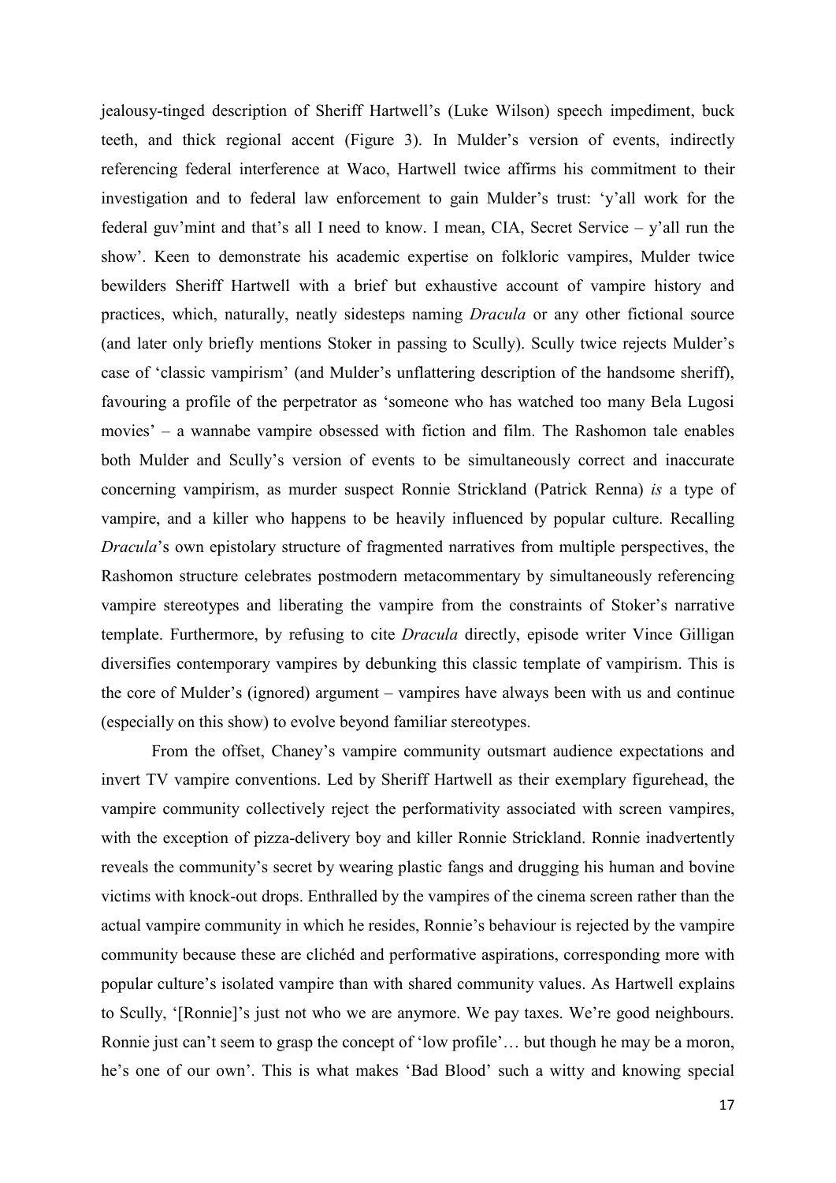jealousy-tinged description of Sheriff Hartwell's (Luke Wilson) speech impediment, buck teeth, and thick regional accent (Figure 3). In Mulder's version of events, indirectly referencing federal interference at Waco, Hartwell twice affirms his commitment to their investigation and to federal law enforcement to gain Mulder's trust: 'y'all work for the federal guv'mint and that's all I need to know. I mean, CIA, Secret Service – y'all run the show'. Keen to demonstrate his academic expertise on folkloric vampires, Mulder twice bewilders Sheriff Hartwell with a brief but exhaustive account of vampire history and practices, which, naturally, neatly sidesteps naming *Dracula* or any other fictional source (and later only briefly mentions Stoker in passing to Scully). Scully twice rejects Mulder's case of 'classic vampirism' (and Mulder's unflattering description of the handsome sheriff), favouring a profile of the perpetrator as 'someone who has watched too many Bela Lugosi movies' – a wannabe vampire obsessed with fiction and film. The Rashomon tale enables both Mulder and Scully's version of events to be simultaneously correct and inaccurate concerning vampirism, as murder suspect Ronnie Strickland (Patrick Renna) *is* a type of vampire, and a killer who happens to be heavily influenced by popular culture. Recalling *Dracula*'s own epistolary structure of fragmented narratives from multiple perspectives, the Rashomon structure celebrates postmodern metacommentary by simultaneously referencing vampire stereotypes and liberating the vampire from the constraints of Stoker's narrative template. Furthermore, by refusing to cite *Dracula* directly, episode writer Vince Gilligan diversifies contemporary vampires by debunking this classic template of vampirism. This is the core of Mulder's (ignored) argument – vampires have always been with us and continue (especially on this show) to evolve beyond familiar stereotypes.

From the offset, Chaney's vampire community outsmart audience expectations and invert TV vampire conventions. Led by Sheriff Hartwell as their exemplary figurehead, the vampire community collectively reject the performativity associated with screen vampires, with the exception of pizza-delivery boy and killer Ronnie Strickland. Ronnie inadvertently reveals the community's secret by wearing plastic fangs and drugging his human and bovine victims with knock-out drops. Enthralled by the vampires of the cinema screen rather than the actual vampire community in which he resides, Ronnie's behaviour is rejected by the vampire community because these are clichéd and performative aspirations, corresponding more with popular culture's isolated vampire than with shared community values. As Hartwell explains to Scully, '[Ronnie]'s just not who we are anymore. We pay taxes. We're good neighbours. Ronnie just can't seem to grasp the concept of 'low profile'… but though he may be a moron, he's one of our own'. This is what makes 'Bad Blood' such a witty and knowing special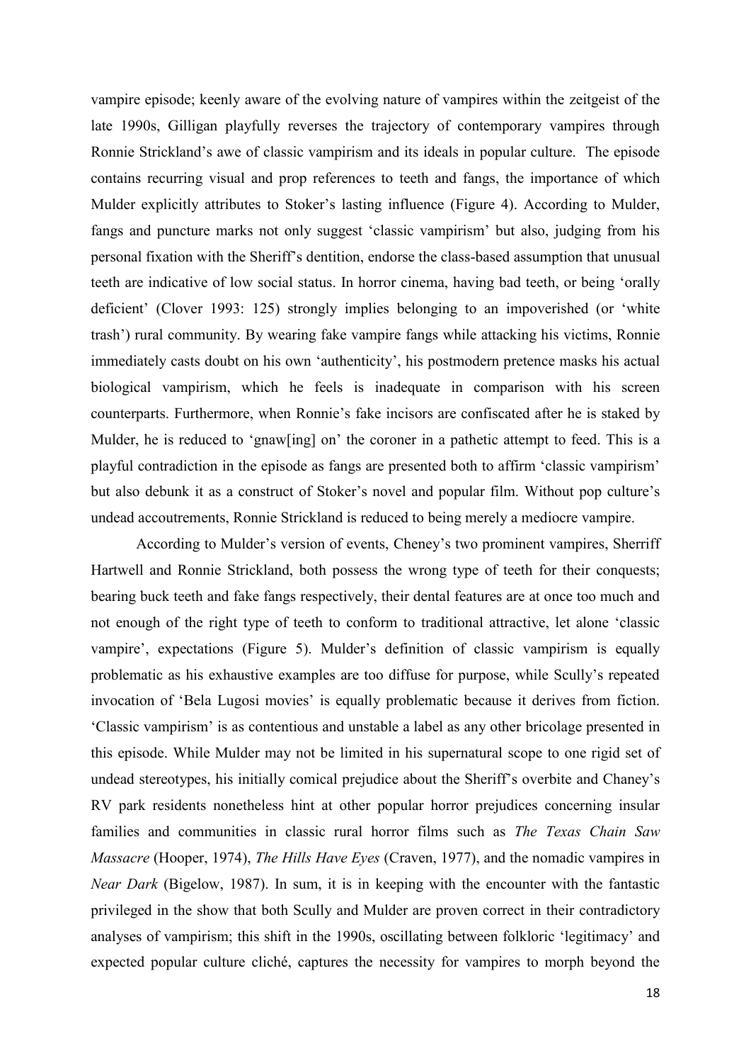vampire episode; keenly aware of the evolving nature of vampires within the zeitgeist of the late 1990s, Gilligan playfully reverses the trajectory of contemporary vampires through Ronnie Strickland's awe of classic vampirism and its ideals in popular culture. The episode contains recurring visual and prop references to teeth and fangs, the importance of which Mulder explicitly attributes to Stoker's lasting influence (Figure 4). According to Mulder, fangs and puncture marks not only suggest 'classic vampirism' but also, judging from his personal fixation with the Sheriff's dentition, endorse the class-based assumption that unusual teeth are indicative of low social status. In horror cinema, having bad teeth, or being 'orally deficient' (Clover 1993: 125) strongly implies belonging to an impoverished (or 'white trash') rural community. By wearing fake vampire fangs while attacking his victims, Ronnie immediately casts doubt on his own 'authenticity', his postmodern pretence masks his actual biological vampirism, which he feels is inadequate in comparison with his screen counterparts. Furthermore, when Ronnie's fake incisors are confiscated after he is staked by Mulder, he is reduced to 'gnaw[ing] on' the coroner in a pathetic attempt to feed. This is a playful contradiction in the episode as fangs are presented both to affirm 'classic vampirism' but also debunk it as a construct of Stoker's novel and popular film. Without pop culture's undead accoutrements, Ronnie Strickland is reduced to being merely a mediocre vampire.

According to Mulder's version of events, Cheney's two prominent vampires, Sherriff Hartwell and Ronnie Strickland, both possess the wrong type of teeth for their conquests; bearing buck teeth and fake fangs respectively, their dental features are at once too much and not enough of the right type of teeth to conform to traditional attractive, let alone 'classic vampire', expectations (Figure 5). Mulder's definition of classic vampirism is equally problematic as his exhaustive examples are too diffuse for purpose, while Scully's repeated invocation of 'Bela Lugosi movies' is equally problematic because it derives from fiction. 'Classic vampirism' is as contentious and unstable a label as any other bricolage presented in this episode. While Mulder may not be limited in his supernatural scope to one rigid set of undead stereotypes, his initially comical prejudice about the Sheriff's overbite and Chaney's RV park residents nonetheless hint at other popular horror prejudices concerning insular families and communities in classic rural horror films such as *The Texas Chain Saw Massacre* (Hooper, 1974), *The Hills Have Eyes* (Craven, 1977), and the nomadic vampires in *Near Dark* (Bigelow, 1987). In sum, it is in keeping with the encounter with the fantastic privileged in the show that both Scully and Mulder are proven correct in their contradictory analyses of vampirism; this shift in the 1990s, oscillating between folkloric 'legitimacy' and expected popular culture cliché, captures the necessity for vampires to morph beyond the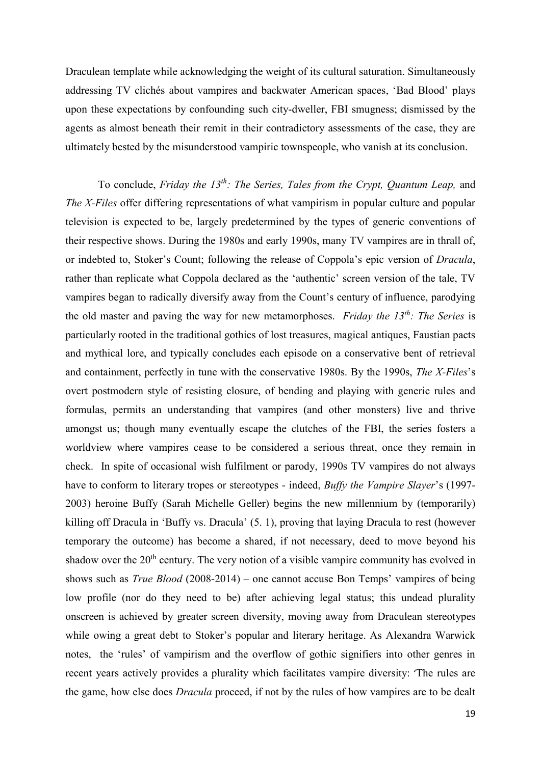Draculean template while acknowledging the weight of its cultural saturation. Simultaneously addressing TV clichés about vampires and backwater American spaces, 'Bad Blood' plays upon these expectations by confounding such city-dweller, FBI smugness; dismissed by the agents as almost beneath their remit in their contradictory assessments of the case, they are ultimately bested by the misunderstood vampiric townspeople, who vanish at its conclusion.

To conclude, *Friday the 13th: The Series, Tales from the Crypt, Quantum Leap,* and *The X-Files* offer differing representations of what vampirism in popular culture and popular television is expected to be, largely predetermined by the types of generic conventions of their respective shows. During the 1980s and early 1990s, many TV vampires are in thrall of, or indebted to, Stoker's Count; following the release of Coppola's epic version of *Dracula*, rather than replicate what Coppola declared as the 'authentic' screen version of the tale, TV vampires began to radically diversify away from the Count's century of influence, parodying the old master and paving the way for new metamorphoses. *Friday the 13th: The Series* is particularly rooted in the traditional gothics of lost treasures, magical antiques, Faustian pacts and mythical lore, and typically concludes each episode on a conservative bent of retrieval and containment, perfectly in tune with the conservative 1980s. By the 1990s, *The X-Files*'s overt postmodern style of resisting closure, of bending and playing with generic rules and formulas, permits an understanding that vampires (and other monsters) live and thrive amongst us; though many eventually escape the clutches of the FBI, the series fosters a worldview where vampires cease to be considered a serious threat, once they remain in check. In spite of occasional wish fulfilment or parody, 1990s TV vampires do not always have to conform to literary tropes or stereotypes - indeed, *Buffy the Vampire Slayer*'s (1997-2003) heroine Buffy (Sarah Michelle Geller) begins the new millennium by (temporarily) killing off Dracula in 'Buffy vs. Dracula' (5. 1), proving that laying Dracula to rest (however temporary the outcome) has become a shared, if not necessary, deed to move beyond his shadow over the 20th century. The very notion of a visible vampire community has evolved in shows such as *True Blood* (2008-2014) – one cannot accuse Bon Temps' vampires of being low profile (nor do they need to be) after achieving legal status; this undead plurality onscreen is achieved by greater screen diversity, moving away from Draculean stereotypes while owing a great debt to Stoker's popular and literary heritage. As Alexandra Warwick notes, the 'rules' of vampirism and the overflow of gothic signifiers into other genres in recent years actively provides a plurality which facilitates vampire diversity: 'The rules are the game, how else does *Dracula* proceed, if not by the rules of how vampires are to be dealt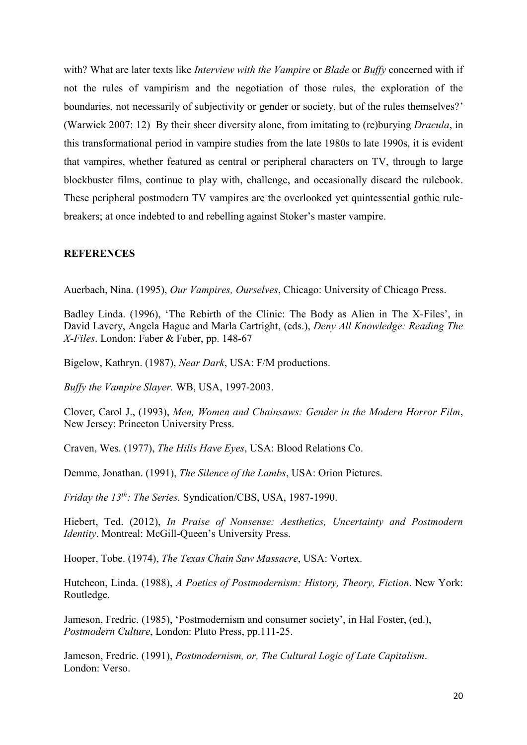with? What are later texts like *Interview with the Vampire* or *Blade* or *Buffy* concerned with if not the rules of vampirism and the negotiation of those rules, the exploration of the boundaries, not necessarily of subjectivity or gender or society, but of the rules themselves?' (Warwick 2007: 12) By their sheer diversity alone, from imitating to (re)burying *Dracula*, in this transformational period in vampire studies from the late 1980s to late 1990s, it is evident that vampires, whether featured as central or peripheral characters on TV, through to large blockbuster films, continue to play with, challenge, and occasionally discard the rulebook. These peripheral postmodern TV vampires are the overlooked yet quintessential gothic rule-breakers; at once indebted to and rebelling against Stoker's master vampire.

## REFERENCES

Auerbach, Nina. (1995), *Our Vampires, Ourselves*, Chicago: University of Chicago Press.

Badley Linda. (1996), 'The Rebirth of the Clinic: The Body as Alien in The X-Files', in David Lavery, Angela Hague and Marla Cartright, (eds.), *Deny All Knowledge: Reading The X-Files*. London: Faber & Faber, pp. 148-67

Bigelow, Kathryn. (1987), *Near Dark*, USA: F/M productions.

*Buffy the Vampire Slayer.* WB, USA, 1997-2003.

Clover, Carol J., (1993), *Men, Women and Chainsaws: Gender in the Modern Horror Film*, New Jersey: Princeton University Press.

Craven, Wes. (1977), *The Hills Have Eyes*, USA: Blood Relations Co.

Demme, Jonathan. (1991), *The Silence of the Lambs*, USA: Orion Pictures.

*Friday the 13th: The Series.* Syndication/CBS, USA, 1987-1990.

Hiebert, Ted. (2012), *In Praise of Nonsense: Aesthetics, Uncertainty and Postmodern Identity*. Montreal: McGill-Queen's University Press.

Hooper, Tobe. (1974), *The Texas Chain Saw Massacre*, USA: Vortex.

Hutcheon, Linda. (1988), *A Poetics of Postmodernism: History, Theory, Fiction*. New York: Routledge.

Jameson, Fredric. (1985), 'Postmodernism and consumer society', in Hal Foster, (ed.), *Postmodern Culture*, London: Pluto Press, pp.111-25.

Jameson, Fredric. (1991), *Postmodernism, or, The Cultural Logic of Late Capitalism*. London: Verso.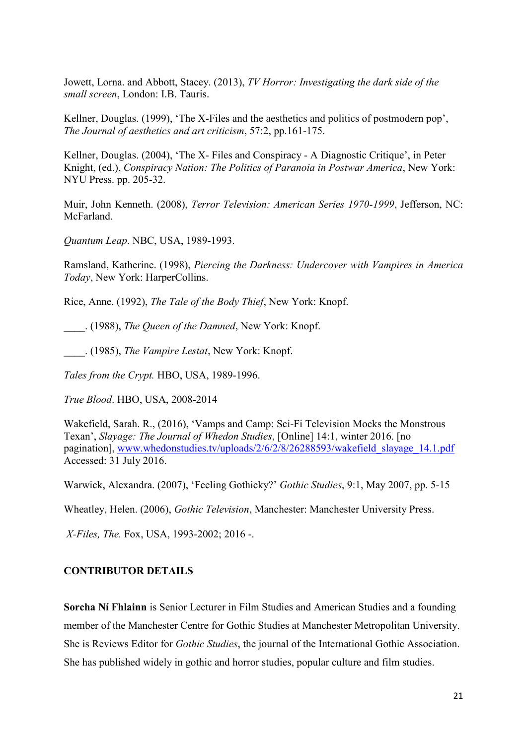Jowett, Lorna. and Abbott, Stacey. (2013), *TV Horror: Investigating the dark side of the small screen*, London: I.B. Tauris.

Kellner, Douglas. (1999), 'The X-Files and the aesthetics and politics of postmodern pop', *The Journal of aesthetics and art criticism*, 57:2, pp.161-175.

Kellner, Douglas. (2004), 'The X- Files and Conspiracy - A Diagnostic Critique', in Peter Knight, (ed.), *Conspiracy Nation: The Politics of Paranoia in Postwar America*, New York: NYU Press. pp. 205-32.

Muir, John Kenneth. (2008), *Terror Television: American Series 1970-1999*, Jefferson, NC: McFarland.

*Quantum Leap*. NBC, USA, 1989-1993.

Ramsland, Katherine. (1998), *Piercing the Darkness: Undercover with Vampires in America Today*, New York: HarperCollins.

Rice, Anne. (1992), *The Tale of the Body Thief*, New York: Knopf.

____. (1988), *The Queen of the Damned*, New York: Knopf.

____. (1985), *The Vampire Lestat*, New York: Knopf.

*Tales from the Crypt.* HBO, USA, 1989-1996.

*True Blood*. HBO, USA, 2008-2014

Wakefield, Sarah. R., (2016), 'Vamps and Camp: Sci-Fi Television Mocks the Monstrous Texan', *Slayage: The Journal of Whedon Studies*, [Online] 14:1, winter 2016. [no pagination], [www.whedonstudies.tv/uploads/2/6/2/8/26288593/wakefield_slayage_14.1.pdf](www.whedonstudies.tv/uploads/2/6/2/8/26288593/wakefield_slayage_14.1.pdf) Accessed: 31 July 2016.

Warwick, Alexandra. (2007), 'Feeling Gothicky?' *Gothic Studies*, 9:1, May 2007, pp. 5-15

Wheatley, Helen. (2006), *Gothic Television*, Manchester: Manchester University Press.

*X-Files, The.* Fox, USA, 1993-2002; 2016 -.

**CONTRIBUTOR DETAILS**

**Sorcha Ní Fhlainn** is Senior Lecturer in Film Studies and American Studies and a founding member of the Manchester Centre for Gothic Studies at Manchester Metropolitan University. She is Reviews Editor for *Gothic Studies*, the journal of the International Gothic Association. She has published widely in gothic and horror studies, popular culture and film studies.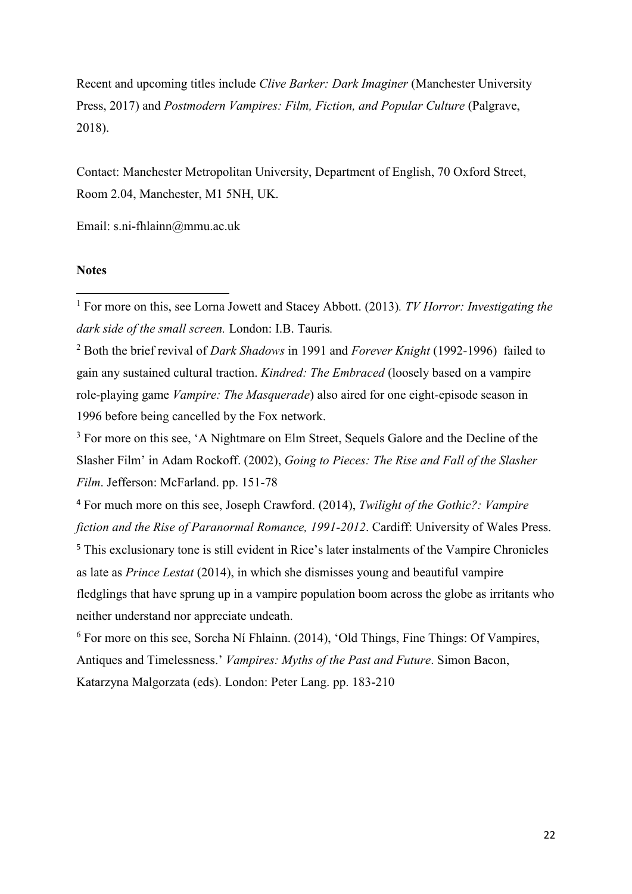Recent and upcoming titles include *Clive Barker: Dark Imaginer* (Manchester University Press, 2017) and *Postmodern Vampires: Film, Fiction, and Popular Culture* (Palgrave, 2018).

Contact: Manchester Metropolitan University, Department of English, 70 Oxford Street, Room 2.04, Manchester, M1 5NH, UK.

Email: s.ni-fhlainn@mmu.ac.uk

**Notes**

[1] For more on this, see Lorna Jowett and Stacey Abbott. (2013). *TV Horror: Investigating the dark side of the small screen.* London: I.B. Tauris.

[2] Both the brief revival of *Dark Shadows* in 1991 and *Forever Knight* (1992-1996) failed to gain any sustained cultural traction. *Kindred: The Embraced* (loosely based on a vampire role-playing game *Vampire: The Masquerade*) also aired for one eight-episode season in 1996 before being cancelled by the Fox network.

[3] For more on this see, 'A Nightmare on Elm Street, Sequels Galore and the Decline of the Slasher Film' in Adam Rockoff. (2002), *Going to Pieces: The Rise and Fall of the Slasher Film*. Jefferson: McFarland. pp. 151-78

[4] For much more on this see, Joseph Crawford. (2014), *Twilight of the Gothic?: Vampire fiction and the Rise of Paranormal Romance, 1991-2012*. Cardiff: University of Wales Press.

[5] This exclusionary tone is still evident in Rice's later instalments of the Vampire Chronicles as late as *Prince Lestat* (2014), in which she dismisses young and beautiful vampire fledglings that have sprung up in a vampire population boom across the globe as irritants who neither understand nor appreciate undeath.

[6] For more on this see, Sorcha Ní Fhlainn. (2014), 'Old Things, Fine Things: Of Vampires, Antiques and Timelessness.' *Vampires: Myths of the Past and Future*. Simon Bacon, Katarzyna Malgorzata (eds). London: Peter Lang. pp. 183-210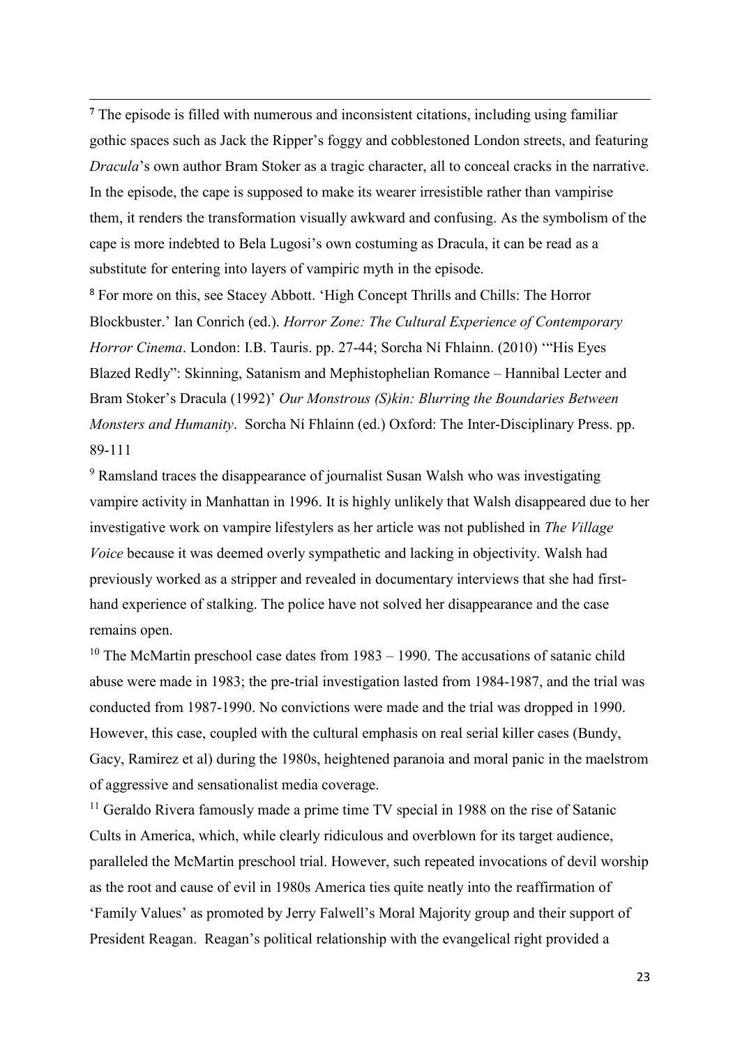[7] The episode is filled with numerous and inconsistent citations, including using familiar gothic spaces such as Jack the Ripper's foggy and cobblestoned London streets, and featuring *Dracula*'s own author Bram Stoker as a tragic character, all to conceal cracks in the narrative. In the episode, the cape is supposed to make its wearer irresistible rather than vampirise them, it renders the transformation visually awkward and confusing. As the symbolism of the cape is more indebted to Bela Lugosi's own costuming as Dracula, it can be read as a substitute for entering into layers of vampiric myth in the episode.

[8] For more on this, see Stacey Abbott. 'High Concept Thrills and Chills: The Horror Blockbuster.' Ian Conrich (ed.). *Horror Zone: The Cultural Experience of Contemporary Horror Cinema*. London: I.B. Tauris. pp. 27-44; Sorcha Ní Fhlainn. (2010) '"His Eyes Blazed Redly": Skinning, Satanism and Mephistophelian Romance – Hannibal Lecter and Bram Stoker's Dracula (1992)' *Our Monstrous (S)kin: Blurring the Boundaries Between Monsters and Humanity*. Sorcha Ní Fhlainn (ed.) Oxford: The Inter-Disciplinary Press. pp. 89-111

[9] Ramsland traces the disappearance of journalist Susan Walsh who was investigating vampire activity in Manhattan in 1996. It is highly unlikely that Walsh disappeared due to her investigative work on vampire lifestylers as her article was not published in *The Village Voice* because it was deemed overly sympathetic and lacking in objectivity. Walsh had previously worked as a stripper and revealed in documentary interviews that she had first-hand experience of stalking. The police have not solved her disappearance and the case remains open.

[10] The McMartin preschool case dates from 1983 – 1990. The accusations of satanic child abuse were made in 1983; the pre-trial investigation lasted from 1984-1987, and the trial was conducted from 1987-1990. No convictions were made and the trial was dropped in 1990. However, this case, coupled with the cultural emphasis on real serial killer cases (Bundy, Gacy, Ramirez et al) during the 1980s, heightened paranoia and moral panic in the maelstrom of aggressive and sensationalist media coverage.

[11] Geraldo Rivera famously made a prime time TV special in 1988 on the rise of Satanic Cults in America, which, while clearly ridiculous and overblown for its target audience, paralleled the McMartin preschool trial. However, such repeated invocations of devil worship as the root and cause of evil in 1980s America ties quite neatly into the reaffirmation of 'Family Values' as promoted by Jerry Falwell's Moral Majority group and their support of President Reagan. Reagan's political relationship with the evangelical right provided a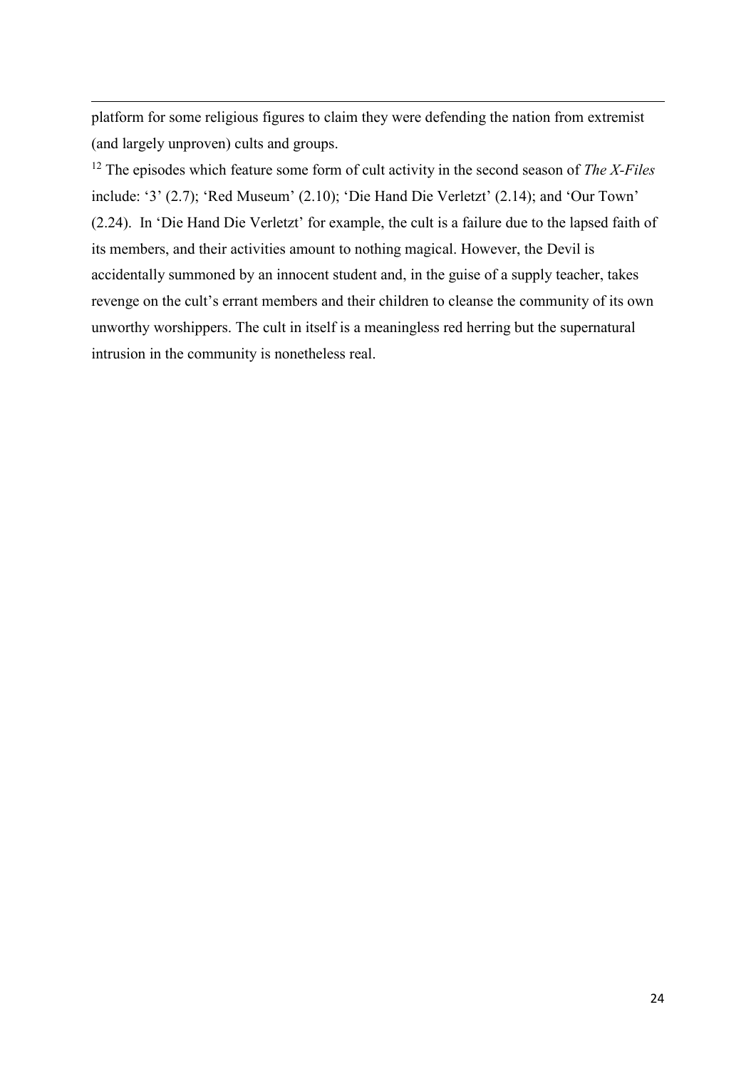platform for some religious figures to claim they were defending the nation from extremist (and largely unproven) cults and groups.

[12] The episodes which feature some form of cult activity in the second season of *The X-Files* include: '3' (2.7); 'Red Museum' (2.10); 'Die Hand Die Verletzt' (2.14); and 'Our Town' (2.24). In 'Die Hand Die Verletzt' for example, the cult is a failure due to the lapsed faith of its members, and their activities amount to nothing magical. However, the Devil is accidentally summoned by an innocent student and, in the guise of a supply teacher, takes revenge on the cult's errant members and their children to cleanse the community of its own unworthy worshippers. The cult in itself is a meaningless red herring but the supernatural intrusion in the community is nonetheless real.